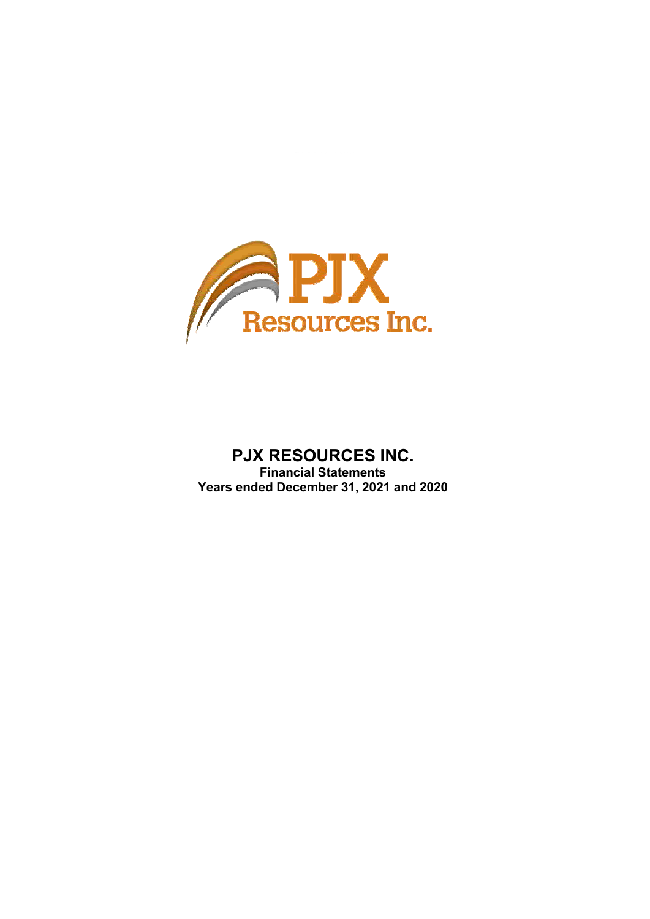PJX Resources Inc.

# PJX RESOURCES INC.

**Financial Statements**

**Years ended December 31, 2021 and 2020**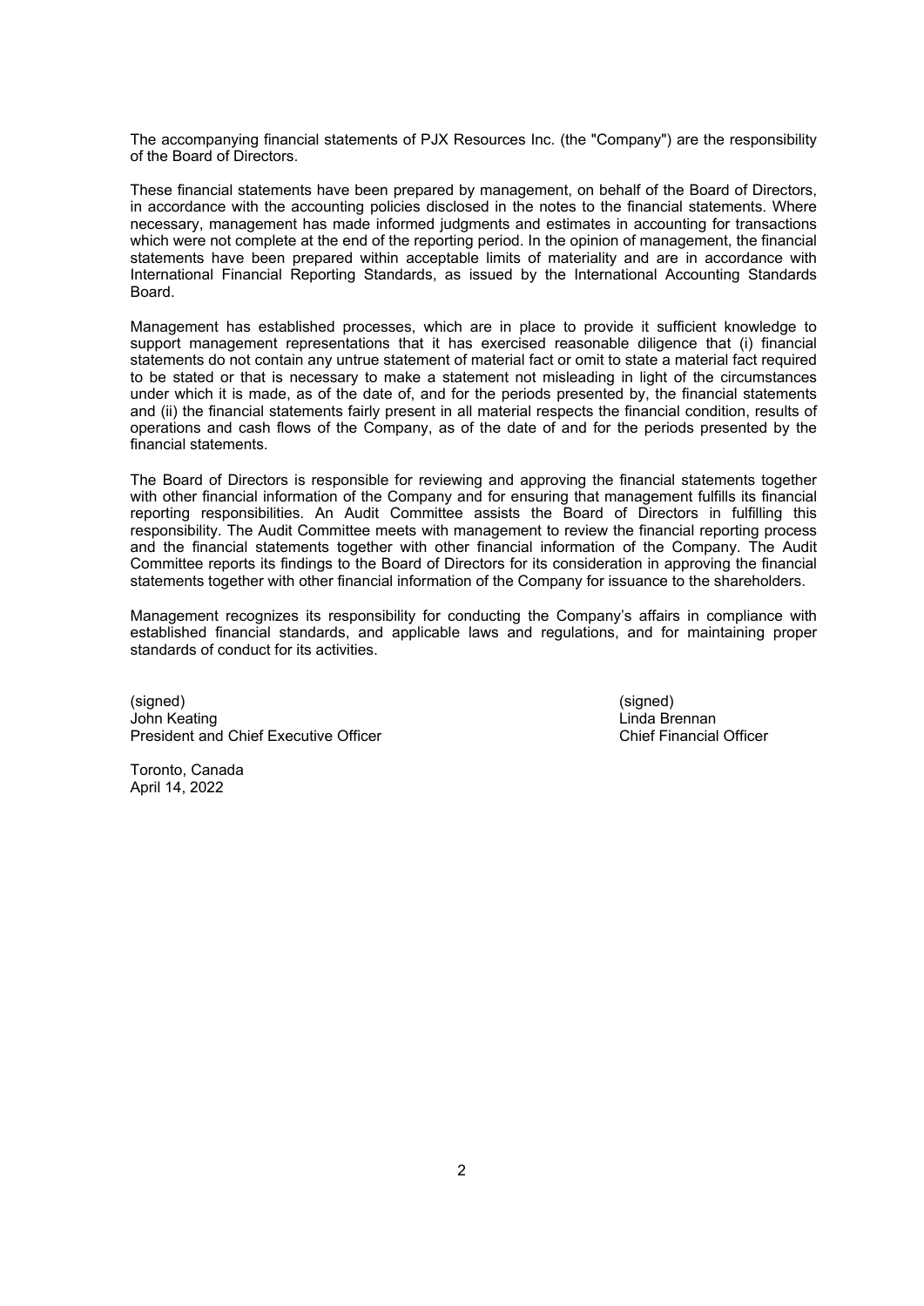The accompanying financial statements of PJX Resources Inc. (the "Company") are the responsibility of the Board of Directors.

These financial statements have been prepared by management, on behalf of the Board of Directors, in accordance with the accounting policies disclosed in the notes to the financial statements. Where necessary, management has made informed judgments and estimates in accounting for transactions which were not complete at the end of the reporting period. In the opinion of management, the financial statements have been prepared within acceptable limits of materiality and are in accordance with International Financial Reporting Standards, as issued by the International Accounting Standards Board.

Management has established processes, which are in place to provide it sufficient knowledge to support management representations that it has exercised reasonable diligence that (i) financial statements do not contain any untrue statement of material fact or omit to state a material fact required to be stated or that is necessary to make a statement not misleading in light of the circumstances under which it is made, as of the date of, and for the periods presented by, the financial statements and (ii) the financial statements fairly present in all material respects the financial condition, results of operations and cash flows of the Company, as of the date of and for the periods presented by the financial statements.

The Board of Directors is responsible for reviewing and approving the financial statements together with other financial information of the Company and for ensuring that management fulfills its financial reporting responsibilities. An Audit Committee assists the Board of Directors in fulfilling this responsibility. The Audit Committee meets with management to review the financial reporting process and the financial statements together with other financial information of the Company. The Audit Committee reports its findings to the Board of Directors for its consideration in approving the financial statements together with other financial information of the Company for issuance to the shareholders.

Management recognizes its responsibility for conducting the Company's affairs in compliance with established financial standards, and applicable laws and regulations, and for maintaining proper standards of conduct for its activities.

(signed)
John Keating
President and Chief Executive Officer

(signed)
Linda Brennan
Chief Financial Officer

Toronto, Canada
April 14, 2022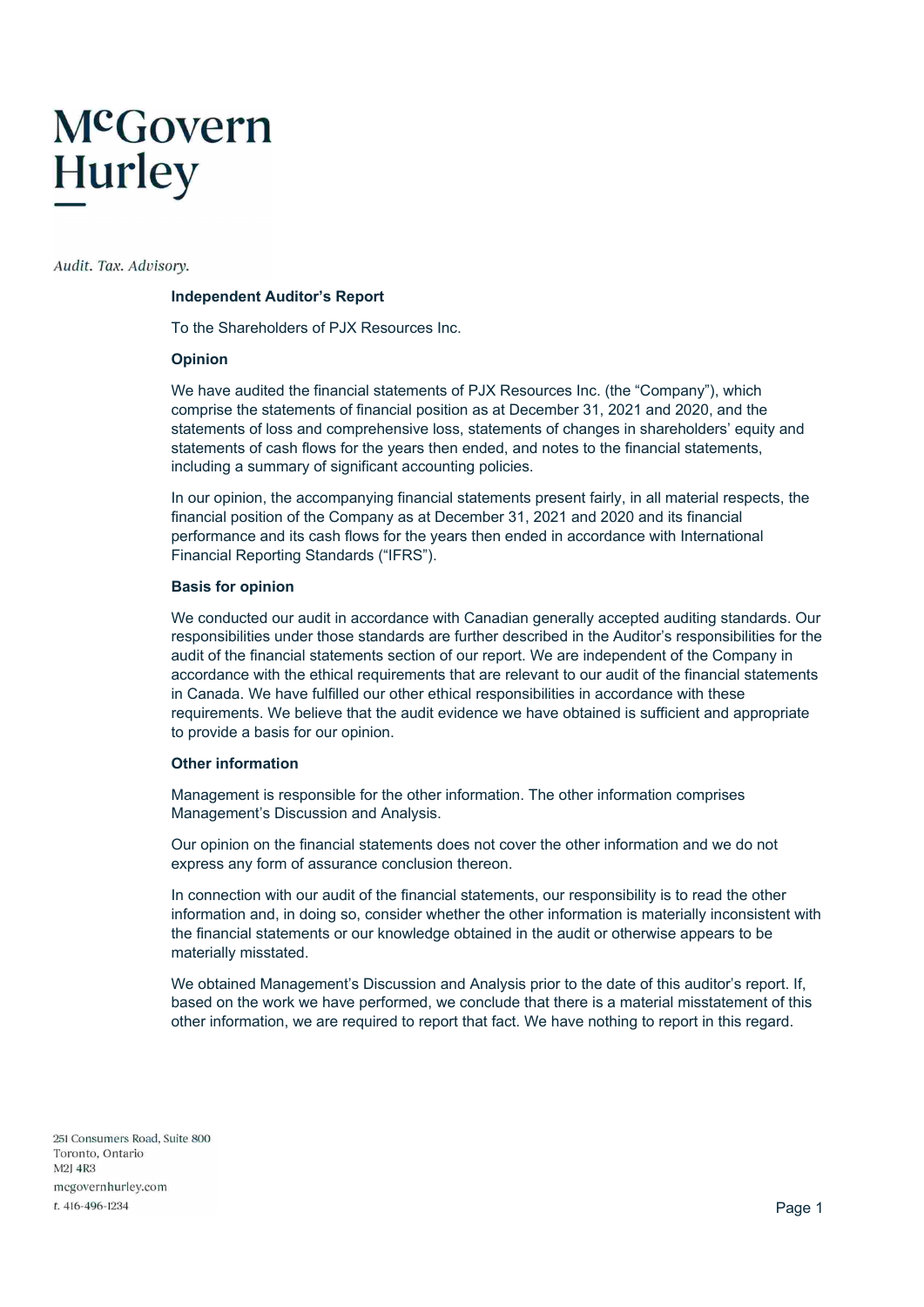McGovern Hurley

*Audit. Tax. Advisory.*

**Independent Auditor's Report**

To the Shareholders of PJX Resources Inc.

**Opinion**

We have audited the financial statements of PJX Resources Inc. (the "Company"), which comprise the statements of financial position as at December 31, 2021 and 2020, and the statements of loss and comprehensive loss, statements of changes in shareholders' equity and statements of cash flows for the years then ended, and notes to the financial statements, including a summary of significant accounting policies.

In our opinion, the accompanying financial statements present fairly, in all material respects, the financial position of the Company as at December 31, 2021 and 2020 and its financial performance and its cash flows for the years then ended in accordance with International Financial Reporting Standards ("IFRS").

**Basis for opinion**

We conducted our audit in accordance with Canadian generally accepted auditing standards. Our responsibilities under those standards are further described in the Auditor's responsibilities for the audit of the financial statements section of our report. We are independent of the Company in accordance with the ethical requirements that are relevant to our audit of the financial statements in Canada. We have fulfilled our other ethical responsibilities in accordance with these requirements. We believe that the audit evidence we have obtained is sufficient and appropriate to provide a basis for our opinion.

**Other information**

Management is responsible for the other information. The other information comprises Management's Discussion and Analysis.

Our opinion on the financial statements does not cover the other information and we do not express any form of assurance conclusion thereon.

In connection with our audit of the financial statements, our responsibility is to read the other information and, in doing so, consider whether the other information is materially inconsistent with the financial statements or our knowledge obtained in the audit or otherwise appears to be materially misstated.

We obtained Management's Discussion and Analysis prior to the date of this auditor's report. If, based on the work we have performed, we conclude that there is a material misstatement of this other information, we are required to report that fact. We have nothing to report in this regard.

251 Consumers Road, Suite 800
Toronto, Ontario
M2J 4R3
mcgovernhurley.com
t. 416-496-1234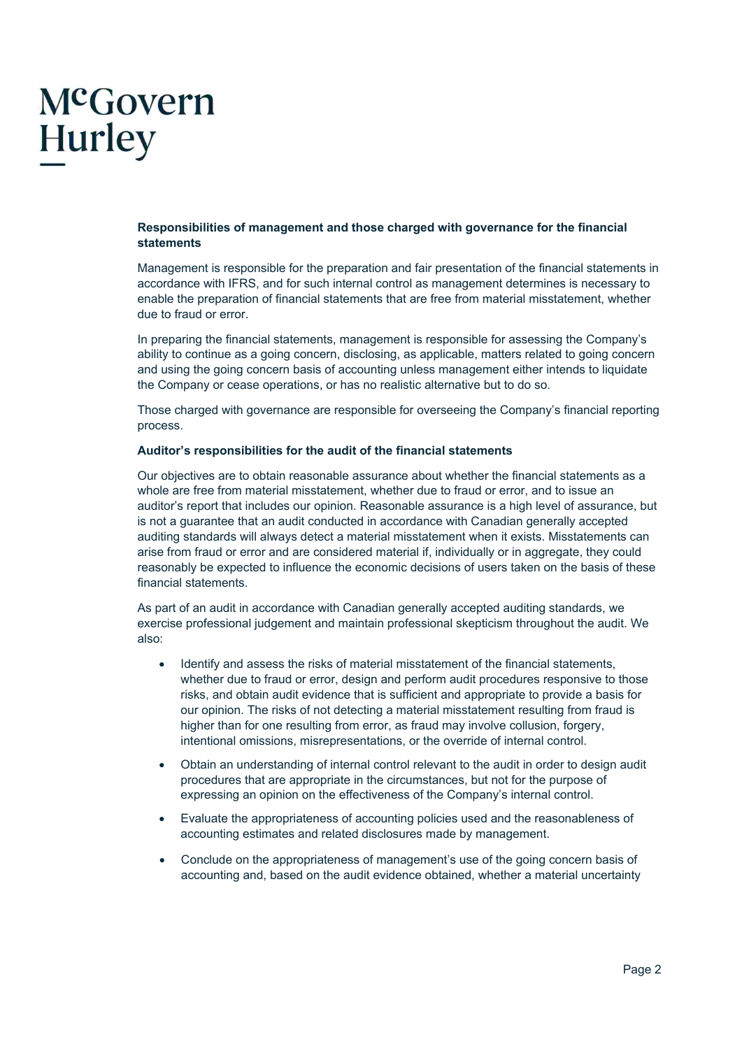**Responsibilities of management and those charged with governance for the financial statements**

Management is responsible for the preparation and fair presentation of the financial statements in accordance with IFRS, and for such internal control as management determines is necessary to enable the preparation of financial statements that are free from material misstatement, whether due to fraud or error.

In preparing the financial statements, management is responsible for assessing the Company's ability to continue as a going concern, disclosing, as applicable, matters related to going concern and using the going concern basis of accounting unless management either intends to liquidate the Company or cease operations, or has no realistic alternative but to do so.

Those charged with governance are responsible for overseeing the Company's financial reporting process.

**Auditor's responsibilities for the audit of the financial statements**

Our objectives are to obtain reasonable assurance about whether the financial statements as a whole are free from material misstatement, whether due to fraud or error, and to issue an auditor's report that includes our opinion. Reasonable assurance is a high level of assurance, but is not a guarantee that an audit conducted in accordance with Canadian generally accepted auditing standards will always detect a material misstatement when it exists. Misstatements can arise from fraud or error and are considered material if, individually or in aggregate, they could reasonably be expected to influence the economic decisions of users taken on the basis of these financial statements.

As part of an audit in accordance with Canadian generally accepted auditing standards, we exercise professional judgement and maintain professional skepticism throughout the audit. We also:

- Identify and assess the risks of material misstatement of the financial statements, whether due to fraud or error, design and perform audit procedures responsive to those risks, and obtain audit evidence that is sufficient and appropriate to provide a basis for our opinion. The risks of not detecting a material misstatement resulting from fraud is higher than for one resulting from error, as fraud may involve collusion, forgery, intentional omissions, misrepresentations, or the override of internal control.

- Obtain an understanding of internal control relevant to the audit in order to design audit procedures that are appropriate in the circumstances, but not for the purpose of expressing an opinion on the effectiveness of the Company's internal control.

- Evaluate the appropriateness of accounting policies used and the reasonableness of accounting estimates and related disclosures made by management.

- Conclude on the appropriateness of management's use of the going concern basis of accounting and, based on the audit evidence obtained, whether a material uncertainty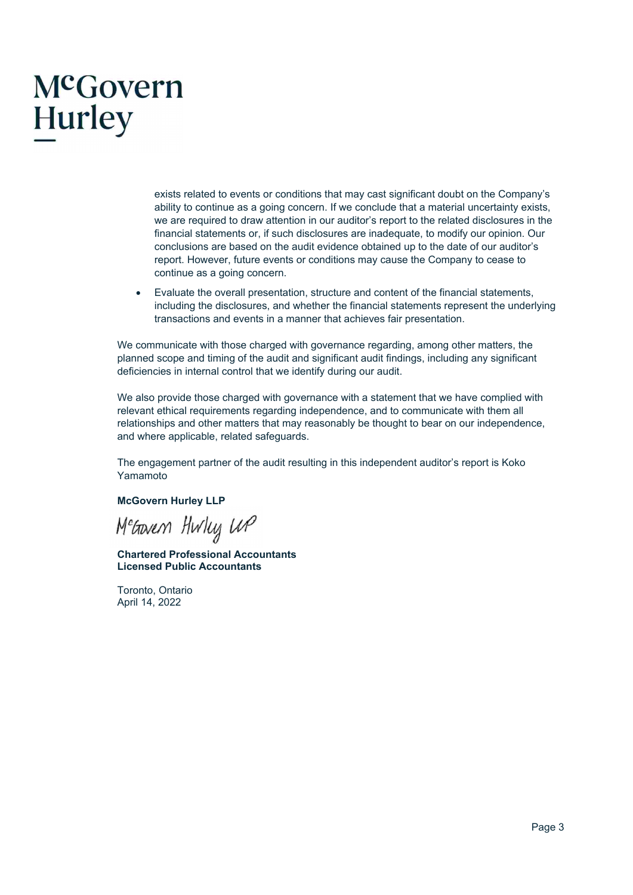exists related to events or conditions that may cast significant doubt on the Company's ability to continue as a going concern. If we conclude that a material uncertainty exists, we are required to draw attention in our auditor's report to the related disclosures in the financial statements or, if such disclosures are inadequate, to modify our opinion. Our conclusions are based on the audit evidence obtained up to the date of our auditor's report. However, future events or conditions may cause the Company to cease to continue as a going concern.

- Evaluate the overall presentation, structure and content of the financial statements, including the disclosures, and whether the financial statements represent the underlying transactions and events in a manner that achieves fair presentation.

We communicate with those charged with governance regarding, among other matters, the planned scope and timing of the audit and significant audit findings, including any significant deficiencies in internal control that we identify during our audit.

We also provide those charged with governance with a statement that we have complied with relevant ethical requirements regarding independence, and to communicate with them all relationships and other matters that may reasonably be thought to bear on our independence, and where applicable, related safeguards.

The engagement partner of the audit resulting in this independent auditor's report is Koko Yamamoto

**McGovern Hurley LLP**

McGovern Hurley LLP

**Chartered Professional Accountants**
**Licensed Public Accountants**

Toronto, Ontario
April 14, 2022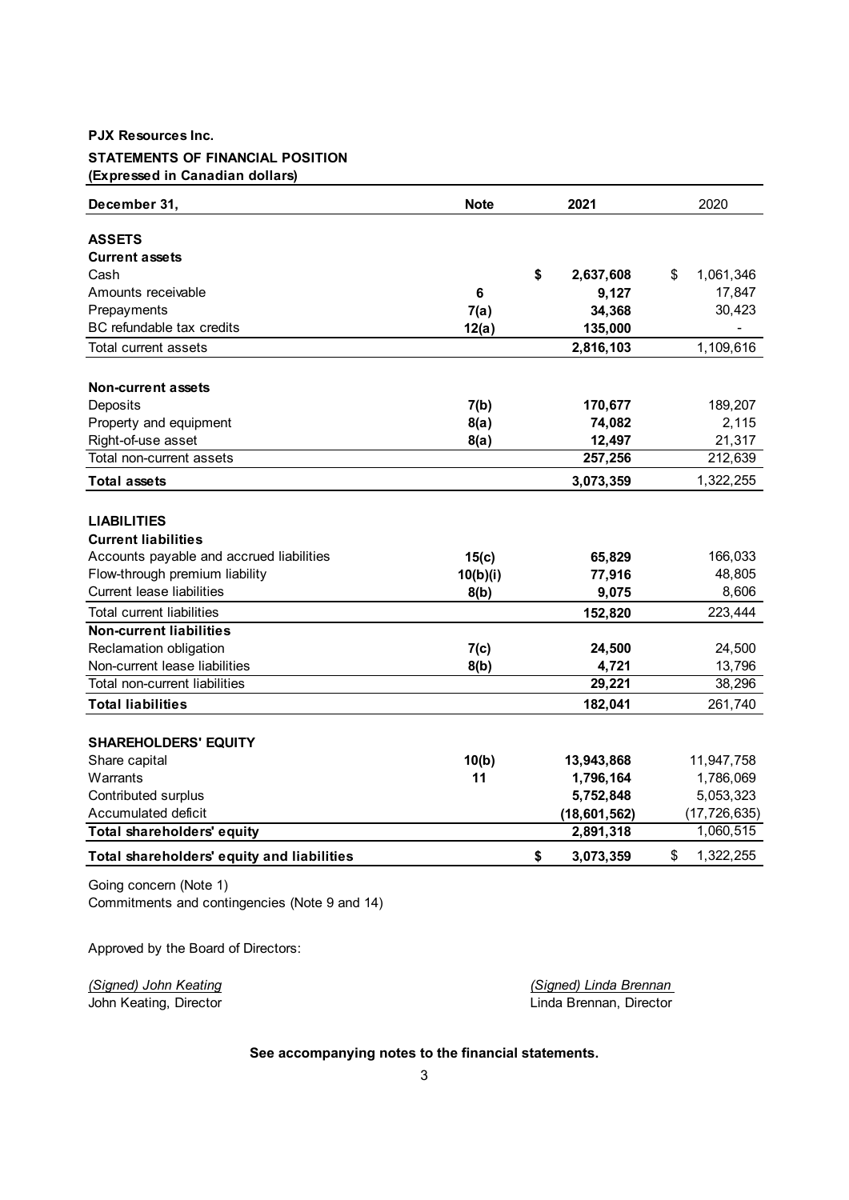**PJX Resources Inc.**

**STATEMENTS OF FINANCIAL POSITION**

**(Expressed in Canadian dollars)**

| December 31, | Note | 2021 | 2020 |
|---|---|---|---|
| **ASSETS** | | | |
| **Current assets** | | | |
| Cash | | **$ 2,637,608** | $ 1,061,346 |
| Amounts receivable | **6** | **9,127** | 17,847 |
| Prepayments | **7(a)** | **34,368** | 30,423 |
| BC refundable tax credits | **12(a)** | **135,000** | - |
| Total current assets | | **2,816,103** | 1,109,616 |
| **Non-current assets** | | | |
| Deposits | **7(b)** | **170,677** | 189,207 |
| Property and equipment | **8(a)** | **74,082** | 2,115 |
| Right-of-use asset | **8(a)** | **12,497** | 21,317 |
| Total non-current assets | | **257,256** | 212,639 |
| **Total assets** | | **3,073,359** | 1,322,255 |
| **LIABILITIES** | | | |
| **Current liabilities** | | | |
| Accounts payable and accrued liabilities | **15(c)** | **65,829** | 166,033 |
| Flow-through premium liability | **10(b)(i)** | **77,916** | 48,805 |
| Current lease liabilities | **8(b)** | **9,075** | 8,606 |
| Total current liabilities | | **152,820** | 223,444 |
| **Non-current liabilities** | | | |
| Reclamation obligation | **7(c)** | **24,500** | 24,500 |
| Non-current lease liabilities | **8(b)** | **4,721** | 13,796 |
| Total non-current liabilities | | **29,221** | 38,296 |
| **Total liabilities** | | **182,041** | 261,740 |
| **SHAREHOLDERS' EQUITY** | | | |
| Share capital | **10(b)** | **13,943,868** | 11,947,758 |
| Warrants | **11** | **1,796,164** | 1,786,069 |
| Contributed surplus | | **5,752,848** | 5,053,323 |
| Accumulated deficit | | **(18,601,562)** | (17,726,635) |
| **Total shareholders' equity** | | **2,891,318** | 1,060,515 |
| **Total shareholders' equity and liabilities** | | **$ 3,073,359** | $ 1,322,255 |

Going concern (Note 1)

Commitments and contingencies (Note 9 and 14)

Approved by the Board of Directors:

*(Signed) John Keating*
John Keating, Director

*(Signed) Linda Brennan*
Linda Brennan, Director

**See accompanying notes to the financial statements.**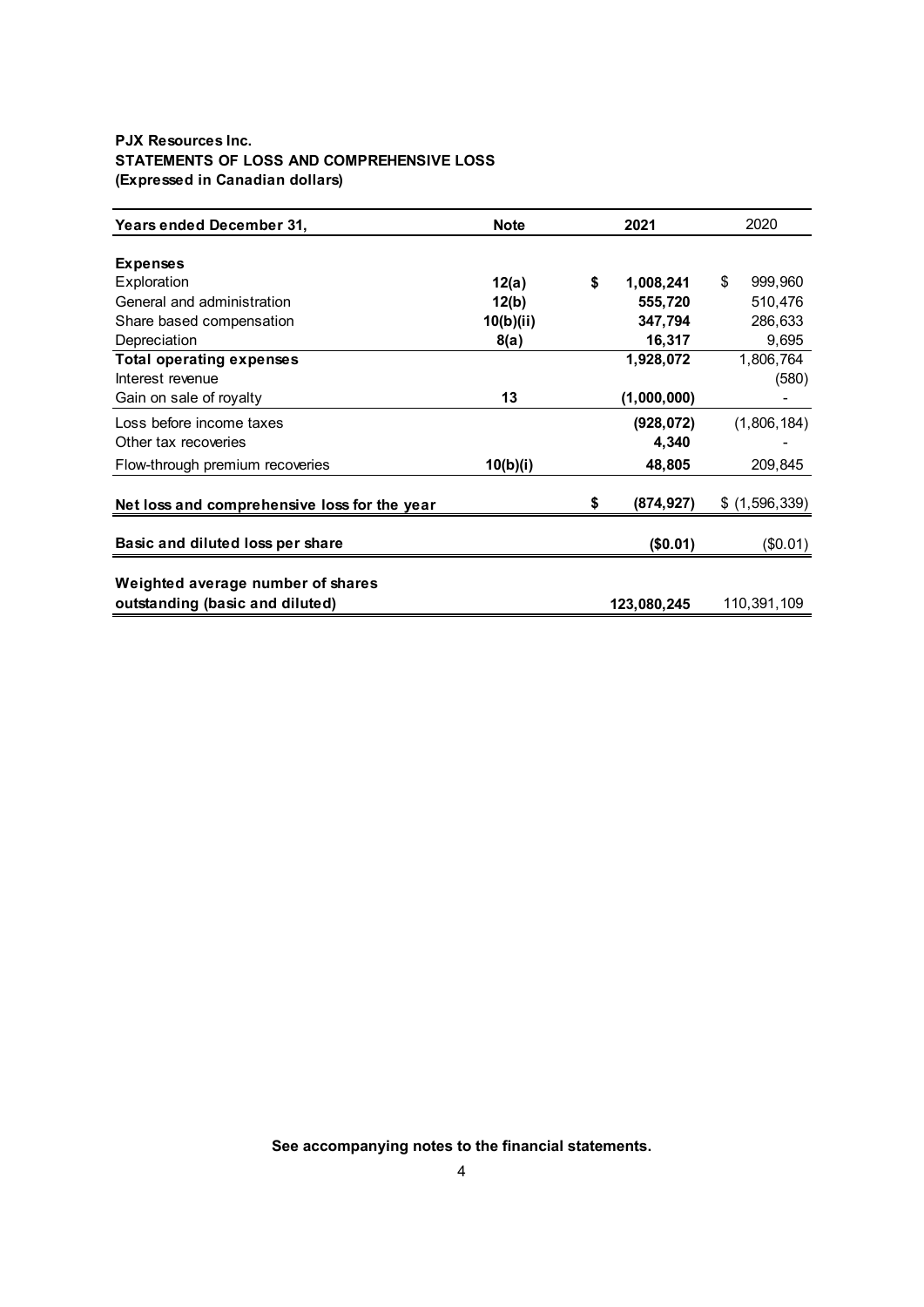**PJX Resources Inc.**
**STATEMENTS OF LOSS AND COMPREHENSIVE LOSS**
**(Expressed in Canadian dollars)**

| Years ended December 31, | Note | 2021 | 2020 |
|---|---|---|---|
| **Expenses** | | | |
| Exploration | **12(a)** | **$ 1,008,241** | $ 999,960 |
| General and administration | **12(b)** | **555,720** | 510,476 |
| Share based compensation | **10(b)(ii)** | **347,794** | 286,633 |
| Depreciation | **8(a)** | **16,317** | 9,695 |
| **Total operating expenses** | | **1,928,072** | 1,806,764 |
| Interest revenue | | | (580) |
| Gain on sale of royalty | **13** | **(1,000,000)** | - |
| Loss before income taxes | | **(928,072)** | (1,806,184) |
| Other tax recoveries | | **4,340** | - |
| Flow-through premium recoveries | **10(b)(i)** | **48,805** | 209,845 |
| **Net loss and comprehensive loss for the year** | | **$ (874,927)** | $ (1,596,339) |
| **Basic and diluted loss per share** | | **($0.01)** | ($0.01) |
| **Weighted average number of shares outstanding (basic and diluted)** | | **123,080,245** | 110,391,109 |

**See accompanying notes to the financial statements.**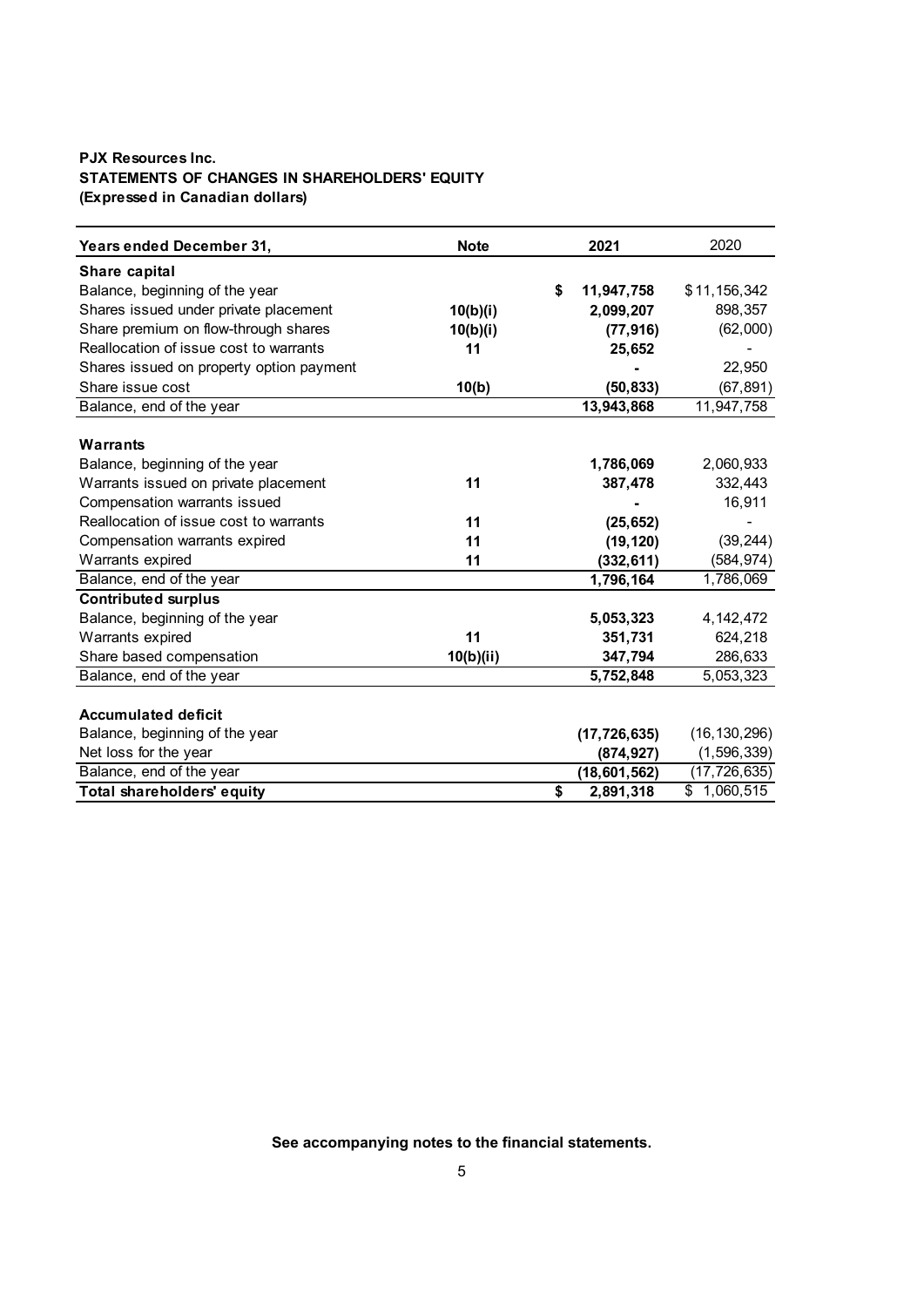**PJX Resources Inc.**
**STATEMENTS OF CHANGES IN SHAREHOLDERS' EQUITY**
**(Expressed in Canadian dollars)**

| Years ended December 31, | Note | 2021 | 2020 |
|---|---|---|---|
| **Share capital** | | | |
| Balance, beginning of the year | | **$ 11,947,758** | $11,156,342 |
| Shares issued under private placement | **10(b)(i)** | **2,099,207** | 898,357 |
| Share premium on flow-through shares | **10(b)(i)** | **(77,916)** | (62,000) |
| Reallocation of issue cost to warrants | **11** | **25,652** | - |
| Shares issued on property option payment | | **-** | 22,950 |
| Share issue cost | **10(b)** | **(50,833)** | (67,891) |
| Balance, end of the year | | **13,943,868** | 11,947,758 |
| **Warrants** | | | |
| Balance, beginning of the year | | **1,786,069** | 2,060,933 |
| Warrants issued on private placement | **11** | **387,478** | 332,443 |
| Compensation warrants issued | | **-** | 16,911 |
| Reallocation of issue cost to warrants | **11** | **(25,652)** | - |
| Compensation warrants expired | **11** | **(19,120)** | (39,244) |
| Warrants expired | **11** | **(332,611)** | (584,974) |
| Balance, end of the year | | **1,796,164** | 1,786,069 |
| **Contributed surplus** | | | |
| Balance, beginning of the year | | **5,053,323** | 4,142,472 |
| Warrants expired | **11** | **351,731** | 624,218 |
| Share based compensation | **10(b)(ii)** | **347,794** | 286,633 |
| Balance, end of the year | | **5,752,848** | 5,053,323 |
| **Accumulated deficit** | | | |
| Balance, beginning of the year | | **(17,726,635)** | (16,130,296) |
| Net loss for the year | | **(874,927)** | (1,596,339) |
| Balance, end of the year | | **(18,601,562)** | (17,726,635) |
| **Total shareholders' equity** | | **$ 2,891,318** | $ 1,060,515 |

**See accompanying notes to the financial statements.**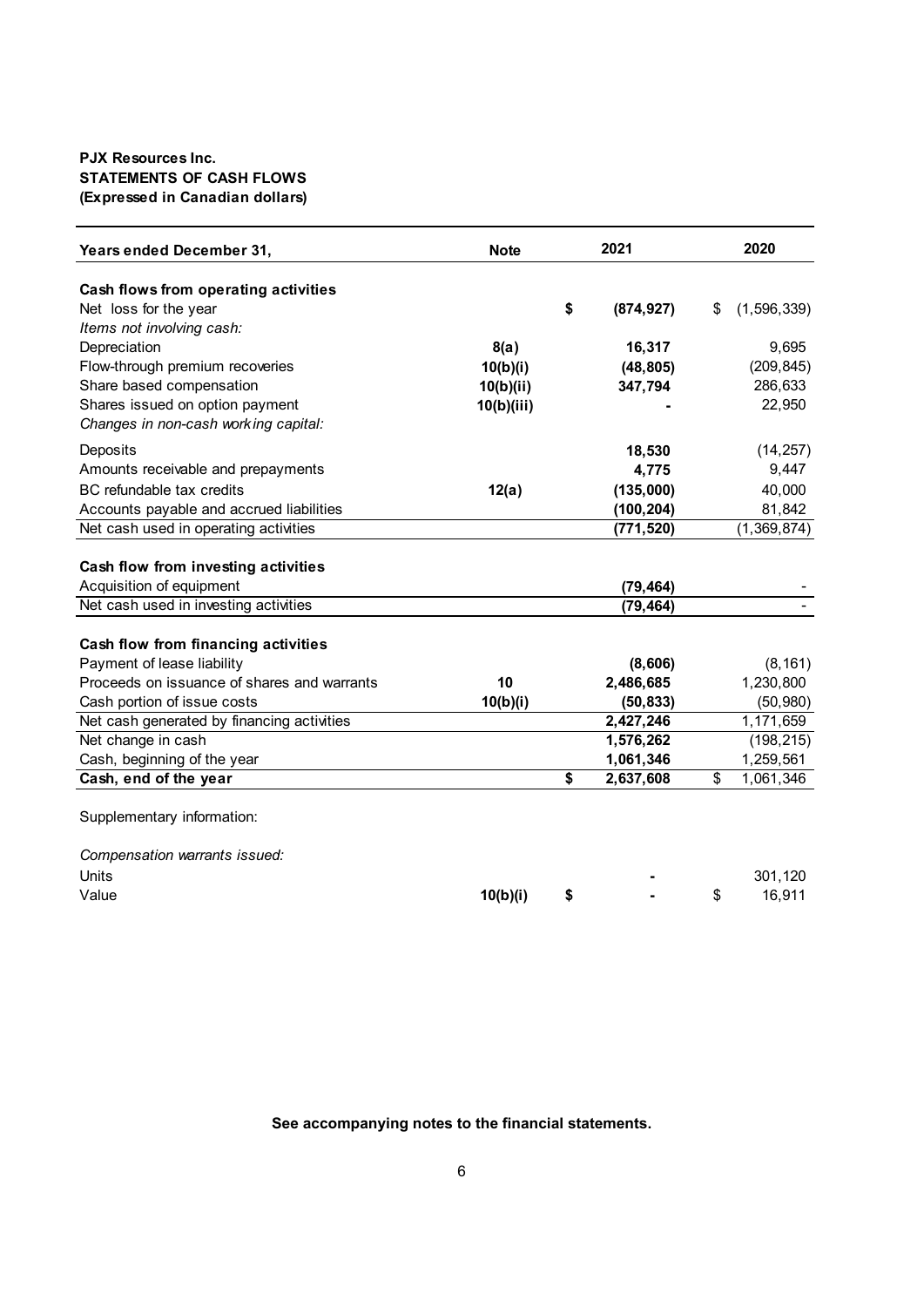**PJX Resources Inc.**
**STATEMENTS OF CASH FLOWS**
**(Expressed in Canadian dollars)**

| Years ended December 31, | Note | 2021 | 2020 |
|---|---|---|---|
| **Cash flows from operating activities** | | | |
| Net loss for the year | | **$ (874,927)** | $ (1,596,339) |
| *Items not involving cash:* | | | |
| Depreciation | **8(a)** | **16,317** | 9,695 |
| Flow-through premium recoveries | **10(b)(i)** | **(48,805)** | (209,845) |
| Share based compensation | **10(b)(ii)** | **347,794** | 286,633 |
| Shares issued on option payment | **10(b)(iii)** | **-** | 22,950 |
| *Changes in non-cash working capital:* | | | |
| Deposits | | **18,530** | (14,257) |
| Amounts receivable and prepayments | | **4,775** | 9,447 |
| BC refundable tax credits | **12(a)** | **(135,000)** | 40,000 |
| Accounts payable and accrued liabilities | | **(100,204)** | 81,842 |
| Net cash used in operating activities | | **(771,520)** | (1,369,874) |
| **Cash flow from investing activities** | | | |
| Acquisition of equipment | | **(79,464)** | - |
| Net cash used in investing activities | | **(79,464)** | - |
| **Cash flow from financing activities** | | | |
| Payment of lease liability | | **(8,606)** | (8,161) |
| Proceeds on issuance of shares and warrants | **10** | **2,486,685** | 1,230,800 |
| Cash portion of issue costs | **10(b)(i)** | **(50,833)** | (50,980) |
| Net cash generated by financing activities | | **2,427,246** | 1,171,659 |
| Net change in cash | | **1,576,262** | (198,215) |
| Cash, beginning of the year | | **1,061,346** | 1,259,561 |
| **Cash, end of the year** | | **$ 2,637,608** | $ 1,061,346 |

Supplementary information:

| | | | |
|---|---|---|---|
| *Compensation warrants issued:* | | | |
| Units | | **-** | 301,120 |
| Value | **10(b)(i)** | **$ -** | $ 16,911 |

**See accompanying notes to the financial statements.**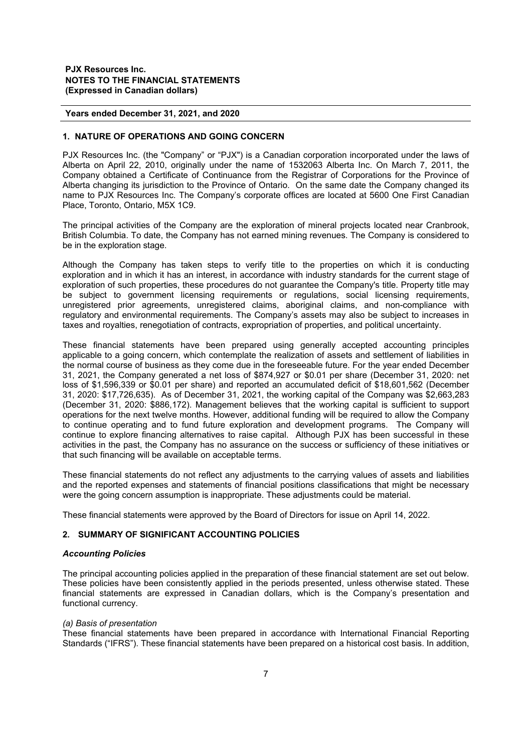## 1. NATURE OF OPERATIONS AND GOING CONCERN

PJX Resources Inc. (the "Company" or "PJX") is a Canadian corporation incorporated under the laws of Alberta on April 22, 2010, originally under the name of 1532063 Alberta Inc. On March 7, 2011, the Company obtained a Certificate of Continuance from the Registrar of Corporations for the Province of Alberta changing its jurisdiction to the Province of Ontario. On the same date the Company changed its name to PJX Resources Inc. The Company's corporate offices are located at 5600 One First Canadian Place, Toronto, Ontario, M5X 1C9.

The principal activities of the Company are the exploration of mineral projects located near Cranbrook, British Columbia. To date, the Company has not earned mining revenues. The Company is considered to be in the exploration stage.

Although the Company has taken steps to verify title to the properties on which it is conducting exploration and in which it has an interest, in accordance with industry standards for the current stage of exploration of such properties, these procedures do not guarantee the Company's title. Property title may be subject to government licensing requirements or regulations, social licensing requirements, unregistered prior agreements, unregistered claims, aboriginal claims, and non-compliance with regulatory and environmental requirements. The Company's assets may also be subject to increases in taxes and royalties, renegotiation of contracts, expropriation of properties, and political uncertainty.

These financial statements have been prepared using generally accepted accounting principles applicable to a going concern, which contemplate the realization of assets and settlement of liabilities in the normal course of business as they come due in the foreseeable future. For the year ended December 31, 2021, the Company generated a net loss of $874,927 or $0.01 per share (December 31, 2020: net loss of $1,596,339 or $0.01 per share) and reported an accumulated deficit of $18,601,562 (December 31, 2020: $17,726,635). As of December 31, 2021, the working capital of the Company was $2,663,283 (December 31, 2020: $886,172). Management believes that the working capital is sufficient to support operations for the next twelve months. However, additional funding will be required to allow the Company to continue operating and to fund future exploration and development programs. The Company will continue to explore financing alternatives to raise capital. Although PJX has been successful in these activities in the past, the Company has no assurance on the success or sufficiency of these initiatives or that such financing will be available on acceptable terms.

These financial statements do not reflect any adjustments to the carrying values of assets and liabilities and the reported expenses and statements of financial positions classifications that might be necessary were the going concern assumption is inappropriate. These adjustments could be material.

These financial statements were approved by the Board of Directors for issue on April 14, 2022.

## 2. SUMMARY OF SIGNIFICANT ACCOUNTING POLICIES

### *Accounting Policies*

The principal accounting policies applied in the preparation of these financial statement are set out below. These policies have been consistently applied in the periods presented, unless otherwise stated. These financial statements are expressed in Canadian dollars, which is the Company's presentation and functional currency.

*(a) Basis of presentation*

These financial statements have been prepared in accordance with International Financial Reporting Standards ("IFRS"). These financial statements have been prepared on a historical cost basis. In addition,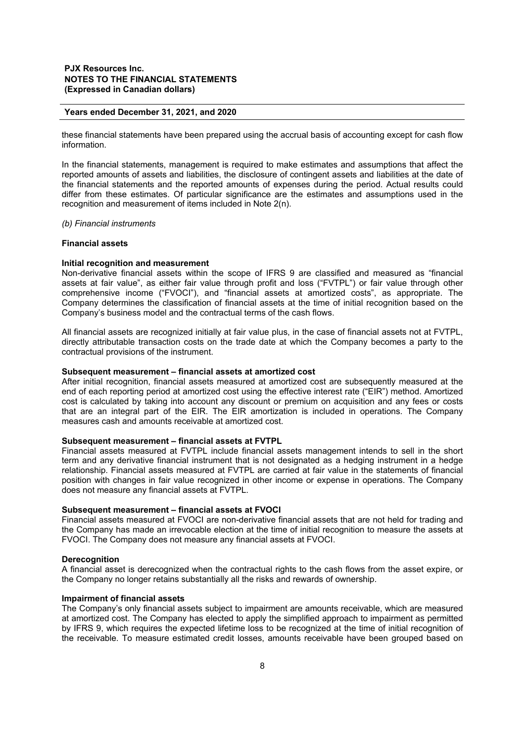these financial statements have been prepared using the accrual basis of accounting except for cash flow information.

In the financial statements, management is required to make estimates and assumptions that affect the reported amounts of assets and liabilities, the disclosure of contingent assets and liabilities at the date of the financial statements and the reported amounts of expenses during the period. Actual results could differ from these estimates. Of particular significance are the estimates and assumptions used in the recognition and measurement of items included in Note 2(n).

*(b) Financial instruments*

**Financial assets**

**Initial recognition and measurement**

Non-derivative financial assets within the scope of IFRS 9 are classified and measured as "financial assets at fair value", as either fair value through profit and loss ("FVTPL") or fair value through other comprehensive income ("FVOCI"), and "financial assets at amortized costs", as appropriate. The Company determines the classification of financial assets at the time of initial recognition based on the Company's business model and the contractual terms of the cash flows.

All financial assets are recognized initially at fair value plus, in the case of financial assets not at FVTPL, directly attributable transaction costs on the trade date at which the Company becomes a party to the contractual provisions of the instrument.

**Subsequent measurement – financial assets at amortized cost**

After initial recognition, financial assets measured at amortized cost are subsequently measured at the end of each reporting period at amortized cost using the effective interest rate ("EIR") method. Amortized cost is calculated by taking into account any discount or premium on acquisition and any fees or costs that are an integral part of the EIR. The EIR amortization is included in operations. The Company measures cash and amounts receivable at amortized cost.

**Subsequent measurement – financial assets at FVTPL**

Financial assets measured at FVTPL include financial assets management intends to sell in the short term and any derivative financial instrument that is not designated as a hedging instrument in a hedge relationship. Financial assets measured at FVTPL are carried at fair value in the statements of financial position with changes in fair value recognized in other income or expense in operations. The Company does not measure any financial assets at FVTPL.

**Subsequent measurement – financial assets at FVOCI**

Financial assets measured at FVOCI are non-derivative financial assets that are not held for trading and the Company has made an irrevocable election at the time of initial recognition to measure the assets at FVOCI. The Company does not measure any financial assets at FVOCI.

**Derecognition**

A financial asset is derecognized when the contractual rights to the cash flows from the asset expire, or the Company no longer retains substantially all the risks and rewards of ownership.

**Impairment of financial assets**

The Company's only financial assets subject to impairment are amounts receivable, which are measured at amortized cost. The Company has elected to apply the simplified approach to impairment as permitted by IFRS 9, which requires the expected lifetime loss to be recognized at the time of initial recognition of the receivable. To measure estimated credit losses, amounts receivable have been grouped based on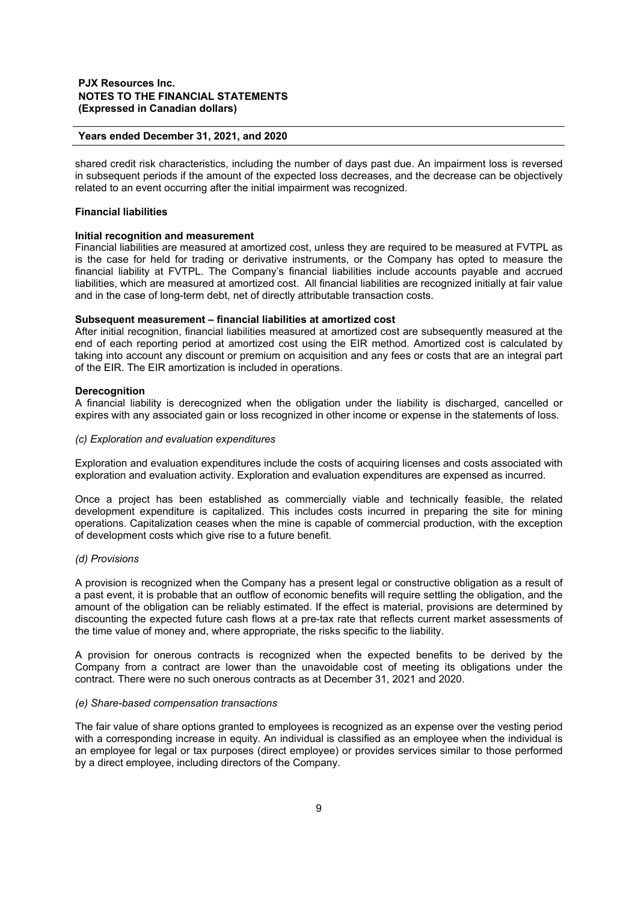shared credit risk characteristics, including the number of days past due. An impairment loss is reversed in subsequent periods if the amount of the expected loss decreases, and the decrease can be objectively related to an event occurring after the initial impairment was recognized.

**Financial liabilities**

**Initial recognition and measurement**

Financial liabilities are measured at amortized cost, unless they are required to be measured at FVTPL as is the case for held for trading or derivative instruments, or the Company has opted to measure the financial liability at FVTPL. The Company's financial liabilities include accounts payable and accrued liabilities, which are measured at amortized cost. All financial liabilities are recognized initially at fair value and in the case of long-term debt, net of directly attributable transaction costs.

**Subsequent measurement – financial liabilities at amortized cost**

After initial recognition, financial liabilities measured at amortized cost are subsequently measured at the end of each reporting period at amortized cost using the EIR method. Amortized cost is calculated by taking into account any discount or premium on acquisition and any fees or costs that are an integral part of the EIR. The EIR amortization is included in operations.

**Derecognition**

A financial liability is derecognized when the obligation under the liability is discharged, cancelled or expires with any associated gain or loss recognized in other income or expense in the statements of loss.

*(c) Exploration and evaluation expenditures*

Exploration and evaluation expenditures include the costs of acquiring licenses and costs associated with exploration and evaluation activity. Exploration and evaluation expenditures are expensed as incurred.

Once a project has been established as commercially viable and technically feasible, the related development expenditure is capitalized. This includes costs incurred in preparing the site for mining operations. Capitalization ceases when the mine is capable of commercial production, with the exception of development costs which give rise to a future benefit.

*(d) Provisions*

A provision is recognized when the Company has a present legal or constructive obligation as a result of a past event, it is probable that an outflow of economic benefits will require settling the obligation, and the amount of the obligation can be reliably estimated. If the effect is material, provisions are determined by discounting the expected future cash flows at a pre-tax rate that reflects current market assessments of the time value of money and, where appropriate, the risks specific to the liability.

A provision for onerous contracts is recognized when the expected benefits to be derived by the Company from a contract are lower than the unavoidable cost of meeting its obligations under the contract. There were no such onerous contracts as at December 31, 2021 and 2020.

*(e) Share-based compensation transactions*

The fair value of share options granted to employees is recognized as an expense over the vesting period with a corresponding increase in equity. An individual is classified as an employee when the individual is an employee for legal or tax purposes (direct employee) or provides services similar to those performed by a direct employee, including directors of the Company.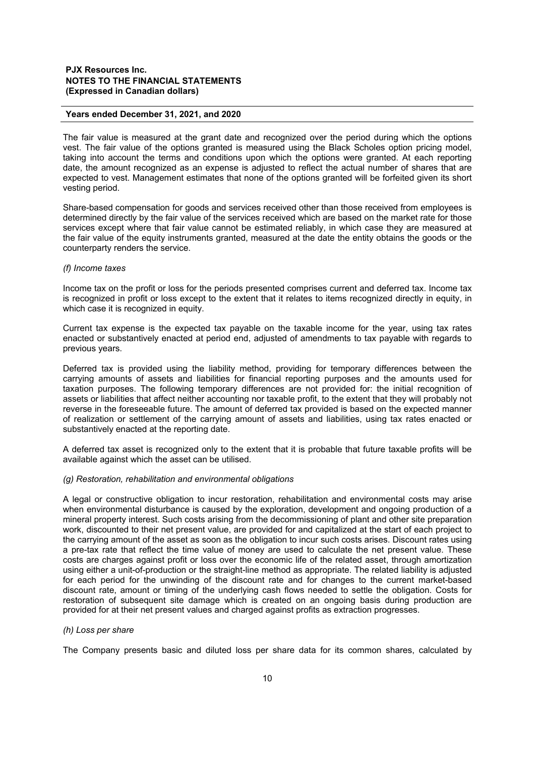The fair value is measured at the grant date and recognized over the period during which the options vest. The fair value of the options granted is measured using the Black Scholes option pricing model, taking into account the terms and conditions upon which the options were granted. At each reporting date, the amount recognized as an expense is adjusted to reflect the actual number of shares that are expected to vest. Management estimates that none of the options granted will be forfeited given its short vesting period.

Share-based compensation for goods and services received other than those received from employees is determined directly by the fair value of the services received which are based on the market rate for those services except where that fair value cannot be estimated reliably, in which case they are measured at the fair value of the equity instruments granted, measured at the date the entity obtains the goods or the counterparty renders the service.

*(f) Income taxes*

Income tax on the profit or loss for the periods presented comprises current and deferred tax. Income tax is recognized in profit or loss except to the extent that it relates to items recognized directly in equity, in which case it is recognized in equity.

Current tax expense is the expected tax payable on the taxable income for the year, using tax rates enacted or substantively enacted at period end, adjusted of amendments to tax payable with regards to previous years.

Deferred tax is provided using the liability method, providing for temporary differences between the carrying amounts of assets and liabilities for financial reporting purposes and the amounts used for taxation purposes. The following temporary differences are not provided for: the initial recognition of assets or liabilities that affect neither accounting nor taxable profit, to the extent that they will probably not reverse in the foreseeable future. The amount of deferred tax provided is based on the expected manner of realization or settlement of the carrying amount of assets and liabilities, using tax rates enacted or substantively enacted at the reporting date.

A deferred tax asset is recognized only to the extent that it is probable that future taxable profits will be available against which the asset can be utilised.

*(g) Restoration, rehabilitation and environmental obligations*

A legal or constructive obligation to incur restoration, rehabilitation and environmental costs may arise when environmental disturbance is caused by the exploration, development and ongoing production of a mineral property interest. Such costs arising from the decommissioning of plant and other site preparation work, discounted to their net present value, are provided for and capitalized at the start of each project to the carrying amount of the asset as soon as the obligation to incur such costs arises. Discount rates using a pre-tax rate that reflect the time value of money are used to calculate the net present value. These costs are charges against profit or loss over the economic life of the related asset, through amortization using either a unit-of-production or the straight-line method as appropriate. The related liability is adjusted for each period for the unwinding of the discount rate and for changes to the current market-based discount rate, amount or timing of the underlying cash flows needed to settle the obligation. Costs for restoration of subsequent site damage which is created on an ongoing basis during production are provided for at their net present values and charged against profits as extraction progresses.

*(h) Loss per share*

The Company presents basic and diluted loss per share data for its common shares, calculated by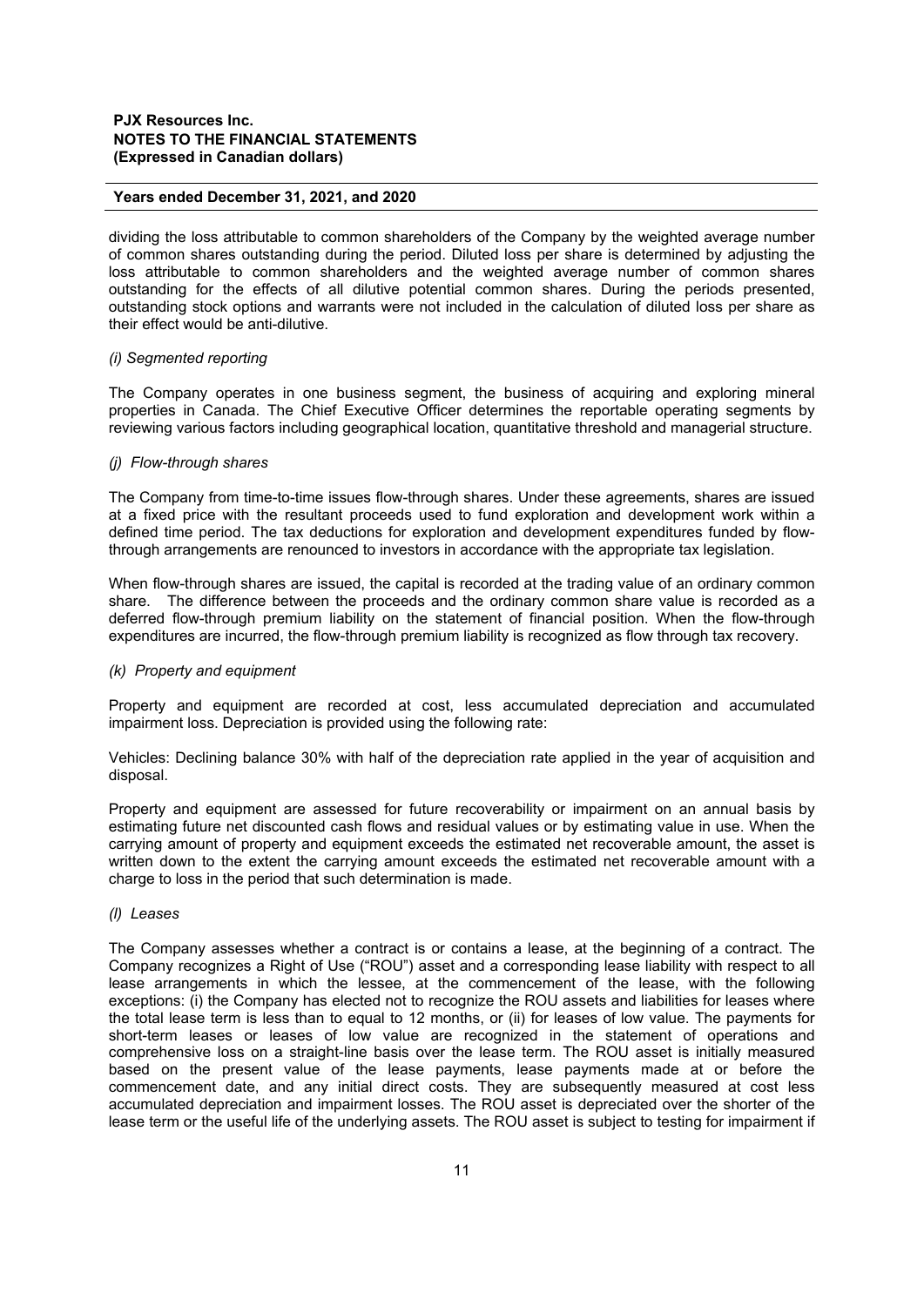dividing the loss attributable to common shareholders of the Company by the weighted average number of common shares outstanding during the period. Diluted loss per share is determined by adjusting the loss attributable to common shareholders and the weighted average number of common shares outstanding for the effects of all dilutive potential common shares. During the periods presented, outstanding stock options and warrants were not included in the calculation of diluted loss per share as their effect would be anti-dilutive.

*(i) Segmented reporting*

The Company operates in one business segment, the business of acquiring and exploring mineral properties in Canada. The Chief Executive Officer determines the reportable operating segments by reviewing various factors including geographical location, quantitative threshold and managerial structure.

*(j) Flow-through shares*

The Company from time-to-time issues flow-through shares. Under these agreements, shares are issued at a fixed price with the resultant proceeds used to fund exploration and development work within a defined time period. The tax deductions for exploration and development expenditures funded by flow-through arrangements are renounced to investors in accordance with the appropriate tax legislation.

When flow-through shares are issued, the capital is recorded at the trading value of an ordinary common share. The difference between the proceeds and the ordinary common share value is recorded as a deferred flow-through premium liability on the statement of financial position. When the flow-through expenditures are incurred, the flow-through premium liability is recognized as flow through tax recovery.

*(k) Property and equipment*

Property and equipment are recorded at cost, less accumulated depreciation and accumulated impairment loss. Depreciation is provided using the following rate:

Vehicles: Declining balance 30% with half of the depreciation rate applied in the year of acquisition and disposal.

Property and equipment are assessed for future recoverability or impairment on an annual basis by estimating future net discounted cash flows and residual values or by estimating value in use. When the carrying amount of property and equipment exceeds the estimated net recoverable amount, the asset is written down to the extent the carrying amount exceeds the estimated net recoverable amount with a charge to loss in the period that such determination is made.

*(l) Leases*

The Company assesses whether a contract is or contains a lease, at the beginning of a contract. The Company recognizes a Right of Use ("ROU") asset and a corresponding lease liability with respect to all lease arrangements in which the lessee, at the commencement of the lease, with the following exceptions: (i) the Company has elected not to recognize the ROU assets and liabilities for leases where the total lease term is less than to equal to 12 months, or (ii) for leases of low value. The payments for short-term leases or leases of low value are recognized in the statement of operations and comprehensive loss on a straight-line basis over the lease term. The ROU asset is initially measured based on the present value of the lease payments, lease payments made at or before the commencement date, and any initial direct costs. They are subsequently measured at cost less accumulated depreciation and impairment losses. The ROU asset is depreciated over the shorter of the lease term or the useful life of the underlying assets. The ROU asset is subject to testing for impairment if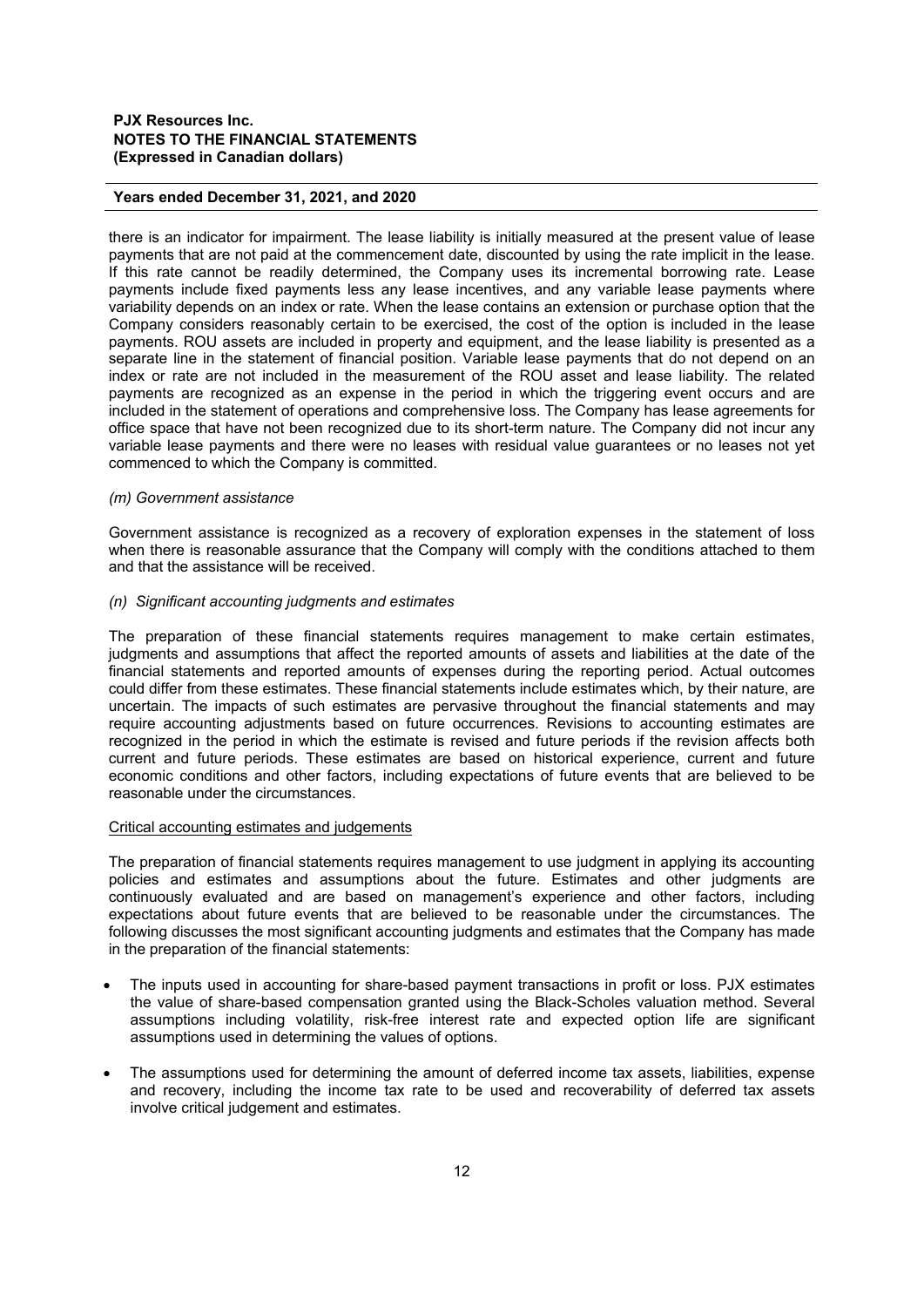there is an indicator for impairment. The lease liability is initially measured at the present value of lease payments that are not paid at the commencement date, discounted by using the rate implicit in the lease. If this rate cannot be readily determined, the Company uses its incremental borrowing rate. Lease payments include fixed payments less any lease incentives, and any variable lease payments where variability depends on an index or rate. When the lease contains an extension or purchase option that the Company considers reasonably certain to be exercised, the cost of the option is included in the lease payments. ROU assets are included in property and equipment, and the lease liability is presented as a separate line in the statement of financial position. Variable lease payments that do not depend on an index or rate are not included in the measurement of the ROU asset and lease liability. The related payments are recognized as an expense in the period in which the triggering event occurs and are included in the statement of operations and comprehensive loss. The Company has lease agreements for office space that have not been recognized due to its short-term nature. The Company did not incur any variable lease payments and there were no leases with residual value guarantees or no leases not yet commenced to which the Company is committed.

*(m) Government assistance*

Government assistance is recognized as a recovery of exploration expenses in the statement of loss when there is reasonable assurance that the Company will comply with the conditions attached to them and that the assistance will be received.

*(n) Significant accounting judgments and estimates*

The preparation of these financial statements requires management to make certain estimates, judgments and assumptions that affect the reported amounts of assets and liabilities at the date of the financial statements and reported amounts of expenses during the reporting period. Actual outcomes could differ from these estimates. These financial statements include estimates which, by their nature, are uncertain. The impacts of such estimates are pervasive throughout the financial statements and may require accounting adjustments based on future occurrences. Revisions to accounting estimates are recognized in the period in which the estimate is revised and future periods if the revision affects both current and future periods. These estimates are based on historical experience, current and future economic conditions and other factors, including expectations of future events that are believed to be reasonable under the circumstances.

Critical accounting estimates and judgements

The preparation of financial statements requires management to use judgment in applying its accounting policies and estimates and assumptions about the future. Estimates and other judgments are continuously evaluated and are based on management's experience and other factors, including expectations about future events that are believed to be reasonable under the circumstances. The following discusses the most significant accounting judgments and estimates that the Company has made in the preparation of the financial statements:

- The inputs used in accounting for share-based payment transactions in profit or loss. PJX estimates the value of share-based compensation granted using the Black-Scholes valuation method. Several assumptions including volatility, risk-free interest rate and expected option life are significant assumptions used in determining the values of options.
- The assumptions used for determining the amount of deferred income tax assets, liabilities, expense and recovery, including the income tax rate to be used and recoverability of deferred tax assets involve critical judgement and estimates.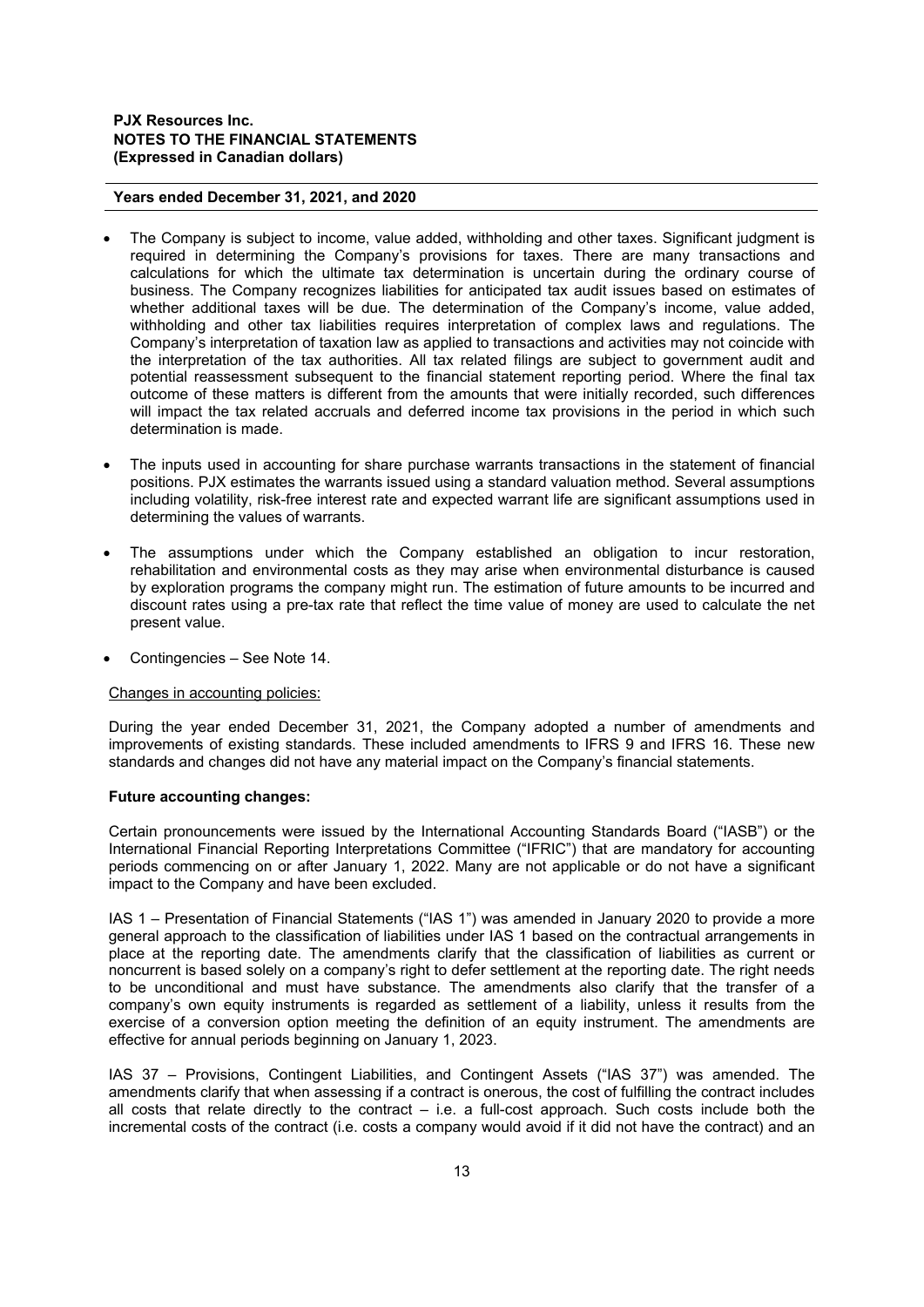- The Company is subject to income, value added, withholding and other taxes. Significant judgment is required in determining the Company's provisions for taxes. There are many transactions and calculations for which the ultimate tax determination is uncertain during the ordinary course of business. The Company recognizes liabilities for anticipated tax audit issues based on estimates of whether additional taxes will be due. The determination of the Company's income, value added, withholding and other tax liabilities requires interpretation of complex laws and regulations. The Company's interpretation of taxation law as applied to transactions and activities may not coincide with the interpretation of the tax authorities. All tax related filings are subject to government audit and potential reassessment subsequent to the financial statement reporting period. Where the final tax outcome of these matters is different from the amounts that were initially recorded, such differences will impact the tax related accruals and deferred income tax provisions in the period in which such determination is made.

- The inputs used in accounting for share purchase warrants transactions in the statement of financial positions. PJX estimates the warrants issued using a standard valuation method. Several assumptions including volatility, risk-free interest rate and expected warrant life are significant assumptions used in determining the values of warrants.

- The assumptions under which the Company established an obligation to incur restoration, rehabilitation and environmental costs as they may arise when environmental disturbance is caused by exploration programs the company might run. The estimation of future amounts to be incurred and discount rates using a pre-tax rate that reflect the time value of money are used to calculate the net present value.

- Contingencies – See Note 14.

Changes in accounting policies:

During the year ended December 31, 2021, the Company adopted a number of amendments and improvements of existing standards. These included amendments to IFRS 9 and IFRS 16. These new standards and changes did not have any material impact on the Company's financial statements.

**Future accounting changes:**

Certain pronouncements were issued by the International Accounting Standards Board ("IASB") or the International Financial Reporting Interpretations Committee ("IFRIC") that are mandatory for accounting periods commencing on or after January 1, 2022. Many are not applicable or do not have a significant impact to the Company and have been excluded.

IAS 1 – Presentation of Financial Statements ("IAS 1") was amended in January 2020 to provide a more general approach to the classification of liabilities under IAS 1 based on the contractual arrangements in place at the reporting date. The amendments clarify that the classification of liabilities as current or noncurrent is based solely on a company's right to defer settlement at the reporting date. The right needs to be unconditional and must have substance. The amendments also clarify that the transfer of a company's own equity instruments is regarded as settlement of a liability, unless it results from the exercise of a conversion option meeting the definition of an equity instrument. The amendments are effective for annual periods beginning on January 1, 2023.

IAS 37 – Provisions, Contingent Liabilities, and Contingent Assets ("IAS 37") was amended. The amendments clarify that when assessing if a contract is onerous, the cost of fulfilling the contract includes all costs that relate directly to the contract – i.e. a full-cost approach. Such costs include both the incremental costs of the contract (i.e. costs a company would avoid if it did not have the contract) and an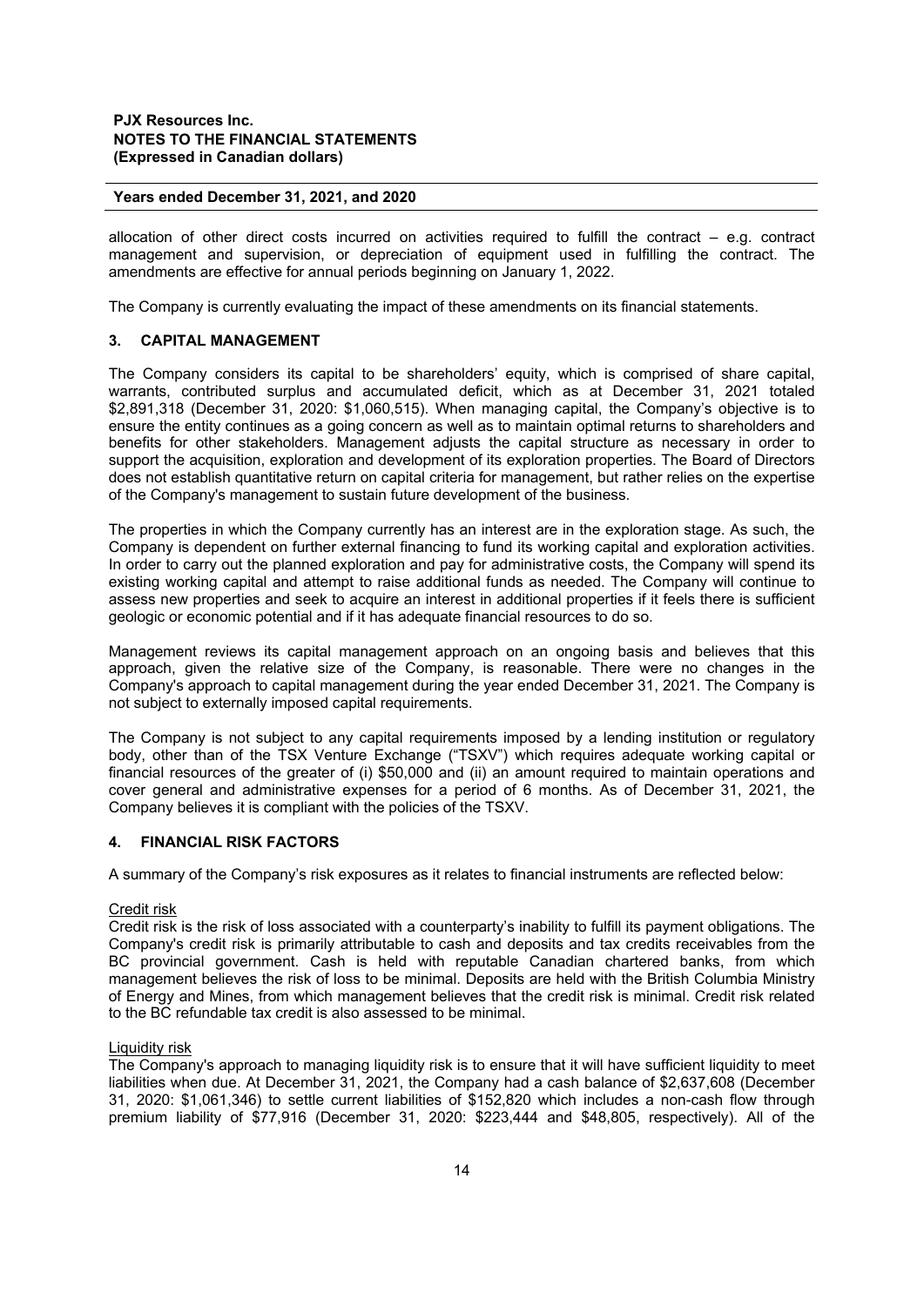allocation of other direct costs incurred on activities required to fulfill the contract – e.g. contract management and supervision, or depreciation of equipment used in fulfilling the contract. The amendments are effective for annual periods beginning on January 1, 2022.

The Company is currently evaluating the impact of these amendments on its financial statements.

## 3. CAPITAL MANAGEMENT

The Company considers its capital to be shareholders' equity, which is comprised of share capital, warrants, contributed surplus and accumulated deficit, which as at December 31, 2021 totaled $2,891,318 (December 31, 2020: $1,060,515). When managing capital, the Company's objective is to ensure the entity continues as a going concern as well as to maintain optimal returns to shareholders and benefits for other stakeholders. Management adjusts the capital structure as necessary in order to support the acquisition, exploration and development of its exploration properties. The Board of Directors does not establish quantitative return on capital criteria for management, but rather relies on the expertise of the Company's management to sustain future development of the business.

The properties in which the Company currently has an interest are in the exploration stage. As such, the Company is dependent on further external financing to fund its working capital and exploration activities. In order to carry out the planned exploration and pay for administrative costs, the Company will spend its existing working capital and attempt to raise additional funds as needed. The Company will continue to assess new properties and seek to acquire an interest in additional properties if it feels there is sufficient geologic or economic potential and if it has adequate financial resources to do so.

Management reviews its capital management approach on an ongoing basis and believes that this approach, given the relative size of the Company, is reasonable. There were no changes in the Company's approach to capital management during the year ended December 31, 2021. The Company is not subject to externally imposed capital requirements.

The Company is not subject to any capital requirements imposed by a lending institution or regulatory body, other than of the TSX Venture Exchange ("TSXV") which requires adequate working capital or financial resources of the greater of (i) $50,000 and (ii) an amount required to maintain operations and cover general and administrative expenses for a period of 6 months. As of December 31, 2021, the Company believes it is compliant with the policies of the TSXV.

## 4. FINANCIAL RISK FACTORS

A summary of the Company's risk exposures as it relates to financial instruments are reflected below:

Credit risk

Credit risk is the risk of loss associated with a counterparty's inability to fulfill its payment obligations. The Company's credit risk is primarily attributable to cash and deposits and tax credits receivables from the BC provincial government. Cash is held with reputable Canadian chartered banks, from which management believes the risk of loss to be minimal. Deposits are held with the British Columbia Ministry of Energy and Mines, from which management believes that the credit risk is minimal. Credit risk related to the BC refundable tax credit is also assessed to be minimal.

Liquidity risk

The Company's approach to managing liquidity risk is to ensure that it will have sufficient liquidity to meet liabilities when due. At December 31, 2021, the Company had a cash balance of $2,637,608 (December 31, 2020: $1,061,346) to settle current liabilities of $152,820 which includes a non-cash flow through premium liability of $77,916 (December 31, 2020: $223,444 and $48,805, respectively). All of the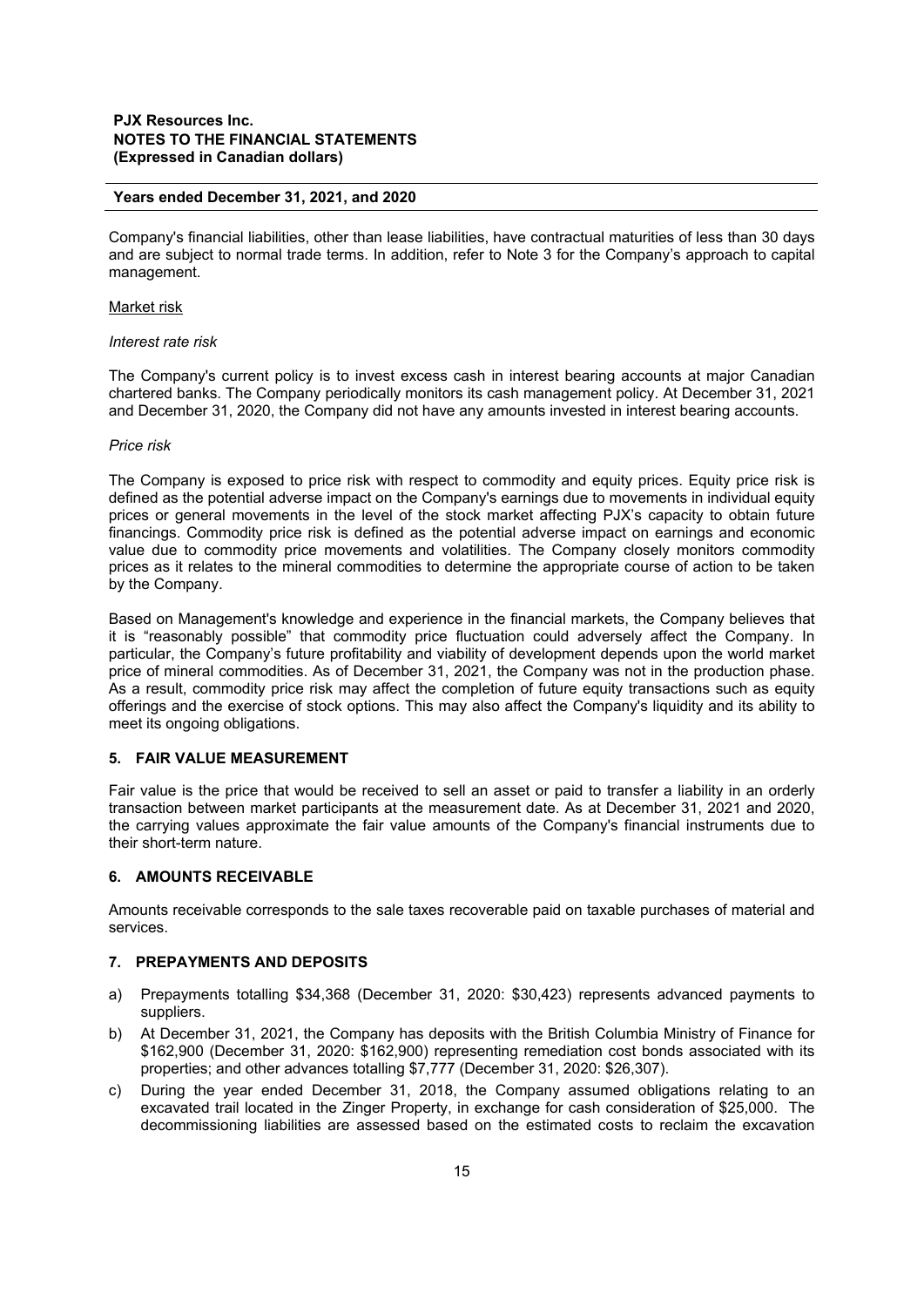Company's financial liabilities, other than lease liabilities, have contractual maturities of less than 30 days and are subject to normal trade terms. In addition, refer to Note 3 for the Company's approach to capital management.

Market risk

*Interest rate risk*

The Company's current policy is to invest excess cash in interest bearing accounts at major Canadian chartered banks. The Company periodically monitors its cash management policy. At December 31, 2021 and December 31, 2020, the Company did not have any amounts invested in interest bearing accounts.

*Price risk*

The Company is exposed to price risk with respect to commodity and equity prices. Equity price risk is defined as the potential adverse impact on the Company's earnings due to movements in individual equity prices or general movements in the level of the stock market affecting PJX's capacity to obtain future financings. Commodity price risk is defined as the potential adverse impact on earnings and economic value due to commodity price movements and volatilities. The Company closely monitors commodity prices as it relates to the mineral commodities to determine the appropriate course of action to be taken by the Company.

Based on Management's knowledge and experience in the financial markets, the Company believes that it is "reasonably possible" that commodity price fluctuation could adversely affect the Company. In particular, the Company's future profitability and viability of development depends upon the world market price of mineral commodities. As of December 31, 2021, the Company was not in the production phase. As a result, commodity price risk may affect the completion of future equity transactions such as equity offerings and the exercise of stock options. This may also affect the Company's liquidity and its ability to meet its ongoing obligations.

## 5. FAIR VALUE MEASUREMENT

Fair value is the price that would be received to sell an asset or paid to transfer a liability in an orderly transaction between market participants at the measurement date. As at December 31, 2021 and 2020, the carrying values approximate the fair value amounts of the Company's financial instruments due to their short-term nature.

## 6. AMOUNTS RECEIVABLE

Amounts receivable corresponds to the sale taxes recoverable paid on taxable purchases of material and services.

## 7. PREPAYMENTS AND DEPOSITS

a) Prepayments totalling $34,368 (December 31, 2020: $30,423) represents advanced payments to suppliers.

b) At December 31, 2021, the Company has deposits with the British Columbia Ministry of Finance for $162,900 (December 31, 2020: $162,900) representing remediation cost bonds associated with its properties; and other advances totalling $7,777 (December 31, 2020: $26,307).

c) During the year ended December 31, 2018, the Company assumed obligations relating to an excavated trail located in the Zinger Property, in exchange for cash consideration of $25,000. The decommissioning liabilities are assessed based on the estimated costs to reclaim the excavation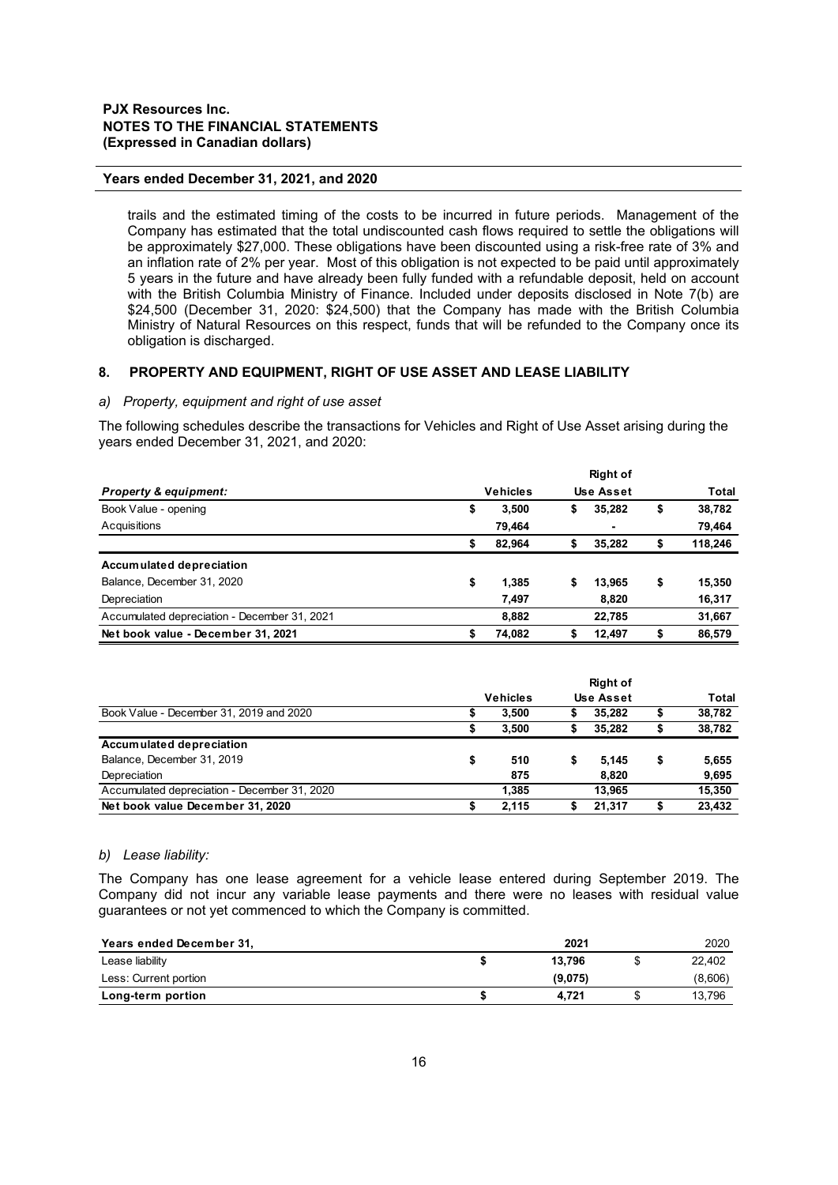trails and the estimated timing of the costs to be incurred in future periods. Management of the Company has estimated that the total undiscounted cash flows required to settle the obligations will be approximately $27,000. These obligations have been discounted using a risk-free rate of 3% and an inflation rate of 2% per year. Most of this obligation is not expected to be paid until approximately 5 years in the future and have already been fully funded with a refundable deposit, held on account with the British Columbia Ministry of Finance. Included under deposits disclosed in Note 7(b) are $24,500 (December 31, 2020: $24,500) that the Company has made with the British Columbia Ministry of Natural Resources on this respect, funds that will be refunded to the Company once its obligation is discharged.

## 8. PROPERTY AND EQUIPMENT, RIGHT OF USE ASSET AND LEASE LIABILITY

### a) *Property, equipment and right of use asset*

The following schedules describe the transactions for Vehicles and Right of Use Asset arising during the years ended December 31, 2021, and 2020:

| *Property & equipment:* | Vehicles | Right of Use Asset | Total |
|---|---|---|---|
| Book Value - opening | $ 3,500 | $ 35,282 | $ 38,782 |
| Acquisitions | 79,464 | - | 79,464 |
| | $ 82,964 | $ 35,282 | $ 118,246 |
| **Accumulated depreciation** | | | |
| Balance, December 31, 2020 | $ 1,385 | $ 13,965 | $ 15,350 |
| Depreciation | 7,497 | 8,820 | 16,317 |
| Accumulated depreciation - December 31, 2021 | 8,882 | 22,785 | 31,667 |
| **Net book value - December 31, 2021** | **$ 74,082** | **$ 12,497** | **$ 86,579** |

| | Vehicles | Right of Use Asset | Total |
|---|---|---|---|
| Book Value - December 31, 2019 and 2020 | $ 3,500 | $ 35,282 | $ 38,782 |
| | $ 3,500 | $ 35,282 | $ 38,782 |
| **Accumulated depreciation** | | | |
| Balance, December 31, 2019 | $ 510 | $ 5,145 | $ 5,655 |
| Depreciation | 875 | 8,820 | 9,695 |
| Accumulated depreciation - December 31, 2020 | 1,385 | 13,965 | 15,350 |
| **Net book value December 31, 2020** | **$ 2,115** | **$ 21,317** | **$ 23,432** |

### b) *Lease liability:*

The Company has one lease agreement for a vehicle lease entered during September 2019. The Company did not incur any variable lease payments and there were no leases with residual value guarantees or not yet commenced to which the Company is committed.

| Years ended December 31, | 2021 | 2020 |
|---|---|---|
| Lease liability | $ 13,796 | $ 22,402 |
| Less: Current portion | (9,075) | (8,606) |
| **Long-term portion** | **$ 4,721** | $ 13,796 |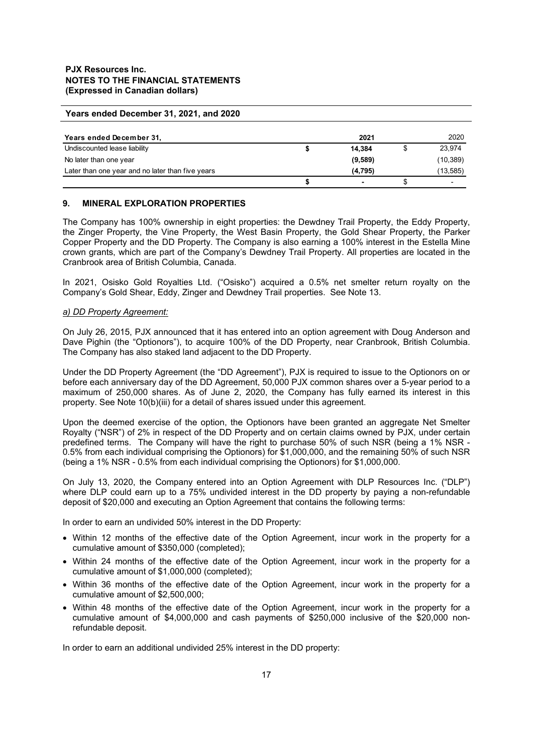**Years ended December 31, 2021, and 2020**

| Years ended December 31, | | 2021 | | 2020 |
|---|---|---|---|---|
| Undiscounted lease liability | $ | 14,384 | $ | 23,974 |
| No later than one year | | (9,589) | | (10,389) |
| Later than one year and no later than five years | | (4,795) | | (13,585) |
| | $ | - | $ | - |

## 9. MINERAL EXPLORATION PROPERTIES

The Company has 100% ownership in eight properties: the Dewdney Trail Property, the Eddy Property, the Zinger Property, the Vine Property, the West Basin Property, the Gold Shear Property, the Parker Copper Property and the DD Property. The Company is also earning a 100% interest in the Estella Mine crown grants, which are part of the Company's Dewdney Trail Property. All properties are located in the Cranbrook area of British Columbia, Canada.

In 2021, Osisko Gold Royalties Ltd. ("Osisko") acquired a 0.5% net smelter return royalty on the Company's Gold Shear, Eddy, Zinger and Dewdney Trail properties. See Note 13.

*a) DD Property Agreement:*

On July 26, 2015, PJX announced that it has entered into an option agreement with Doug Anderson and Dave Pighin (the "Optionors"), to acquire 100% of the DD Property, near Cranbrook, British Columbia. The Company has also staked land adjacent to the DD Property.

Under the DD Property Agreement (the "DD Agreement"), PJX is required to issue to the Optionors on or before each anniversary day of the DD Agreement, 50,000 PJX common shares over a 5-year period to a maximum of 250,000 shares. As of June 2, 2020, the Company has fully earned its interest in this property. See Note 10(b)(iii) for a detail of shares issued under this agreement.

Upon the deemed exercise of the option, the Optionors have been granted an aggregate Net Smelter Royalty ("NSR") of 2% in respect of the DD Property and on certain claims owned by PJX, under certain predefined terms. The Company will have the right to purchase 50% of such NSR (being a 1% NSR - 0.5% from each individual comprising the Optionors) for $1,000,000, and the remaining 50% of such NSR (being a 1% NSR - 0.5% from each individual comprising the Optionors) for $1,000,000.

On July 13, 2020, the Company entered into an Option Agreement with DLP Resources Inc. ("DLP") where DLP could earn up to a 75% undivided interest in the DD property by paying a non-refundable deposit of $20,000 and executing an Option Agreement that contains the following terms:

In order to earn an undivided 50% interest in the DD Property:

- Within 12 months of the effective date of the Option Agreement, incur work in the property for a cumulative amount of $350,000 (completed);
- Within 24 months of the effective date of the Option Agreement, incur work in the property for a cumulative amount of $1,000,000 (completed);
- Within 36 months of the effective date of the Option Agreement, incur work in the property for a cumulative amount of $2,500,000;
- Within 48 months of the effective date of the Option Agreement, incur work in the property for a cumulative amount of $4,000,000 and cash payments of $250,000 inclusive of the $20,000 non-refundable deposit.

In order to earn an additional undivided 25% interest in the DD property: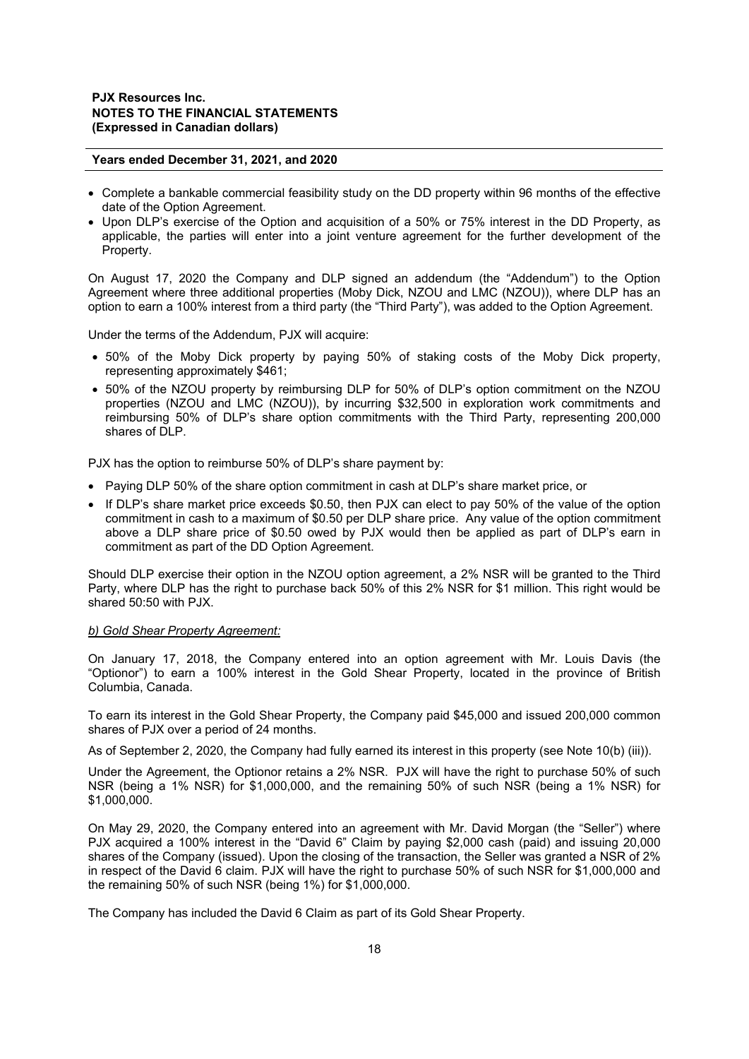- Complete a bankable commercial feasibility study on the DD property within 96 months of the effective date of the Option Agreement.
- Upon DLP's exercise of the Option and acquisition of a 50% or 75% interest in the DD Property, as applicable, the parties will enter into a joint venture agreement for the further development of the Property.

On August 17, 2020 the Company and DLP signed an addendum (the "Addendum") to the Option Agreement where three additional properties (Moby Dick, NZOU and LMC (NZOU)), where DLP has an option to earn a 100% interest from a third party (the "Third Party"), was added to the Option Agreement.

Under the terms of the Addendum, PJX will acquire:

- 50% of the Moby Dick property by paying 50% of staking costs of the Moby Dick property, representing approximately $461;
- 50% of the NZOU property by reimbursing DLP for 50% of DLP's option commitment on the NZOU properties (NZOU and LMC (NZOU)), by incurring $32,500 in exploration work commitments and reimbursing 50% of DLP's share option commitments with the Third Party, representing 200,000 shares of DLP.

PJX has the option to reimburse 50% of DLP's share payment by:

- Paying DLP 50% of the share option commitment in cash at DLP's share market price, or
- If DLP's share market price exceeds $0.50, then PJX can elect to pay 50% of the value of the option commitment in cash to a maximum of $0.50 per DLP share price. Any value of the option commitment above a DLP share price of $0.50 owed by PJX would then be applied as part of DLP's earn in commitment as part of the DD Option Agreement.

Should DLP exercise their option in the NZOU option agreement, a 2% NSR will be granted to the Third Party, where DLP has the right to purchase back 50% of this 2% NSR for $1 million. This right would be shared 50:50 with PJX.

*b) Gold Shear Property Agreement:*

On January 17, 2018, the Company entered into an option agreement with Mr. Louis Davis (the "Optionor") to earn a 100% interest in the Gold Shear Property, located in the province of British Columbia, Canada.

To earn its interest in the Gold Shear Property, the Company paid $45,000 and issued 200,000 common shares of PJX over a period of 24 months.

As of September 2, 2020, the Company had fully earned its interest in this property (see Note 10(b) (iii)).

Under the Agreement, the Optionor retains a 2% NSR. PJX will have the right to purchase 50% of such NSR (being a 1% NSR) for $1,000,000, and the remaining 50% of such NSR (being a 1% NSR) for $1,000,000.

On May 29, 2020, the Company entered into an agreement with Mr. David Morgan (the "Seller") where PJX acquired a 100% interest in the "David 6" Claim by paying $2,000 cash (paid) and issuing 20,000 shares of the Company (issued). Upon the closing of the transaction, the Seller was granted a NSR of 2% in respect of the David 6 claim. PJX will have the right to purchase 50% of such NSR for $1,000,000 and the remaining 50% of such NSR (being 1%) for $1,000,000.

The Company has included the David 6 Claim as part of its Gold Shear Property.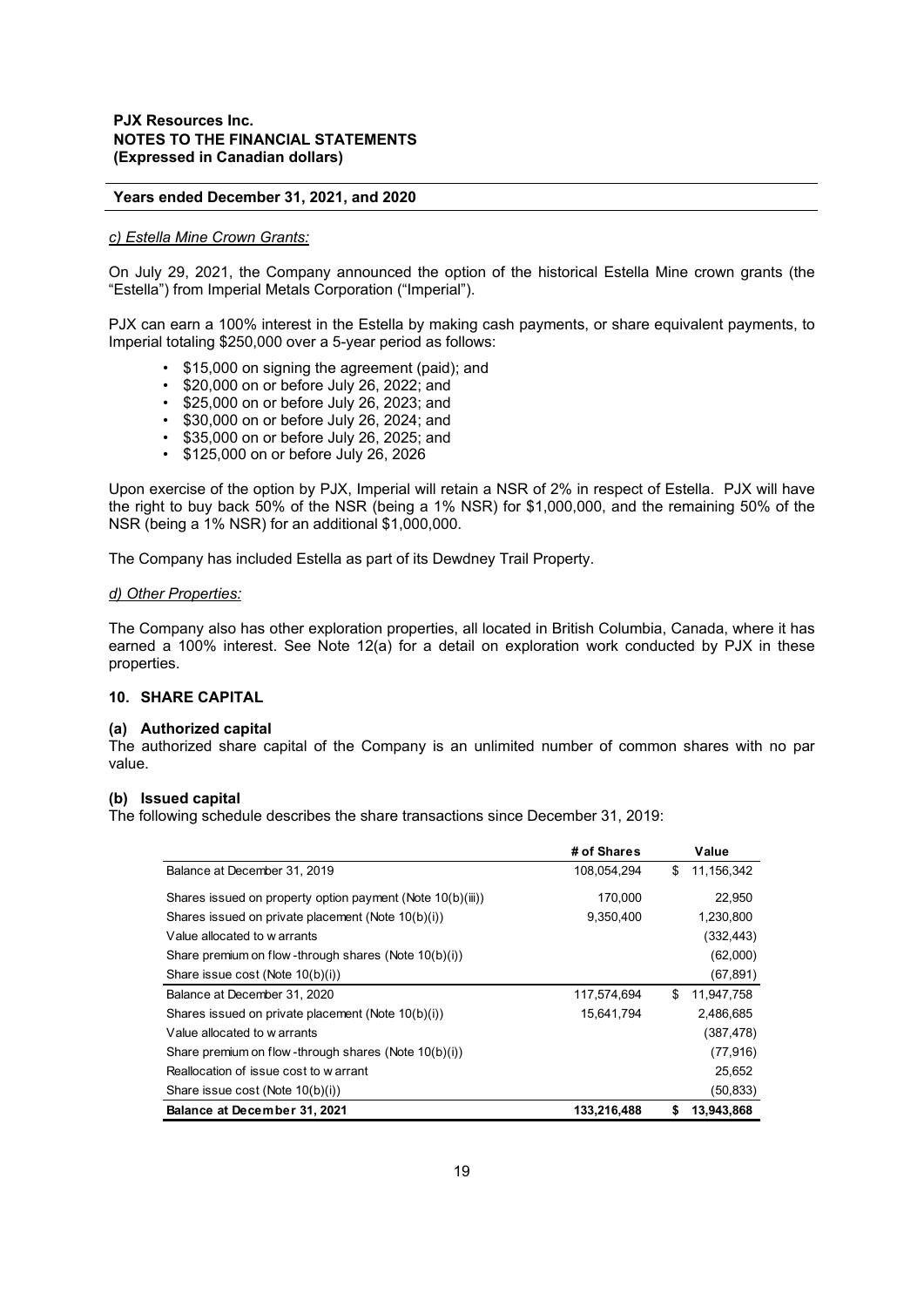*c) Estella Mine Crown Grants:*

On July 29, 2021, the Company announced the option of the historical Estella Mine crown grants (the "Estella") from Imperial Metals Corporation ("Imperial").

PJX can earn a 100% interest in the Estella by making cash payments, or share equivalent payments, to Imperial totaling $250,000 over a 5-year period as follows:

- $15,000 on signing the agreement (paid); and
- $20,000 on or before July 26, 2022; and
- $25,000 on or before July 26, 2023; and
- $30,000 on or before July 26, 2024; and
- $35,000 on or before July 26, 2025; and
- $125,000 on or before July 26, 2026

Upon exercise of the option by PJX, Imperial will retain a NSR of 2% in respect of Estella. PJX will have the right to buy back 50% of the NSR (being a 1% NSR) for $1,000,000, and the remaining 50% of the NSR (being a 1% NSR) for an additional $1,000,000.

The Company has included Estella as part of its Dewdney Trail Property.

*d) Other Properties:*

The Company also has other exploration properties, all located in British Columbia, Canada, where it has earned a 100% interest. See Note 12(a) for a detail on exploration work conducted by PJX in these properties.

## 10. SHARE CAPITAL

### (a) Authorized capital

The authorized share capital of the Company is an unlimited number of common shares with no par value.

### (b) Issued capital

The following schedule describes the share transactions since December 31, 2019:

| | # of Shares | Value |
|---|---|---|
| Balance at December 31, 2019 | 108,054,294 | $ 11,156,342 |
| Shares issued on property option payment (Note 10(b)(iii)) | 170,000 | 22,950 |
| Shares issued on private placement (Note 10(b)(i)) | 9,350,400 | 1,230,800 |
| Value allocated to warrants | | (332,443) |
| Share premium on flow-through shares (Note 10(b)(i)) | | (62,000) |
| Share issue cost (Note 10(b)(i)) | | (67,891) |
| Balance at December 31, 2020 | 117,574,694 | $ 11,947,758 |
| Shares issued on private placement (Note 10(b)(i)) | 15,641,794 | 2,486,685 |
| Value allocated to warrants | | (387,478) |
| Share premium on flow-through shares (Note 10(b)(i)) | | (77,916) |
| Reallocation of issue cost to warrant | | 25,652 |
| Share issue cost (Note 10(b)(i)) | | (50,833) |
| **Balance at December 31, 2021** | **133,216,488** | **$ 13,943,868** |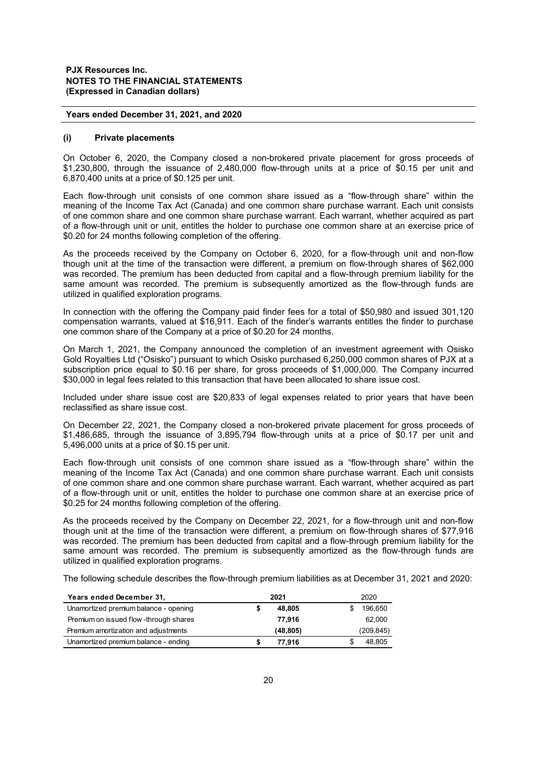### (i) Private placements

On October 6, 2020, the Company closed a non-brokered private placement for gross proceeds of $1,230,800, through the issuance of 2,480,000 flow-through units at a price of $0.15 per unit and 6,870,400 units at a price of $0.125 per unit.

Each flow-through unit consists of one common share issued as a "flow-through share" within the meaning of the Income Tax Act (Canada) and one common share purchase warrant. Each unit consists of one common share and one common share purchase warrant. Each warrant, whether acquired as part of a flow-through unit or unit, entitles the holder to purchase one common share at an exercise price of $0.20 for 24 months following completion of the offering.

As the proceeds received by the Company on October 6, 2020, for a flow-through unit and non-flow though unit at the time of the transaction were different, a premium on flow-through shares of $62,000 was recorded. The premium has been deducted from capital and a flow-through premium liability for the same amount was recorded. The premium is subsequently amortized as the flow-through funds are utilized in qualified exploration programs.

In connection with the offering the Company paid finder fees for a total of $50,980 and issued 301,120 compensation warrants, valued at $16,911. Each of the finder's warrants entitles the finder to purchase one common share of the Company at a price of $0.20 for 24 months.

On March 1, 2021, the Company announced the completion of an investment agreement with Osisko Gold Royalties Ltd ("Osisko") pursuant to which Osisko purchased 6,250,000 common shares of PJX at a subscription price equal to $0.16 per share, for gross proceeds of $1,000,000. The Company incurred $30,000 in legal fees related to this transaction that have been allocated to share issue cost.

Included under share issue cost are $20,833 of legal expenses related to prior years that have been reclassified as share issue cost.

On December 22, 2021, the Company closed a non-brokered private placement for gross proceeds of $1,486,685, through the issuance of 3,895,794 flow-through units at a price of $0.17 per unit and 5,496,000 units at a price of $0.15 per unit.

Each flow-through unit consists of one common share issued as a "flow-through share" within the meaning of the Income Tax Act (Canada) and one common share purchase warrant. Each unit consists of one common share and one common share purchase warrant. Each warrant, whether acquired as part of a flow-through unit or unit, entitles the holder to purchase one common share at an exercise price of $0.25 for 24 months following completion of the offering.

As the proceeds received by the Company on December 22, 2021, for a flow-through unit and non-flow though unit at the time of the transaction were different, a premium on flow-through shares of $77,916 was recorded. The premium has been deducted from capital and a flow-through premium liability for the same amount was recorded. The premium is subsequently amortized as the flow-through funds are utilized in qualified exploration programs.

The following schedule describes the flow-through premium liabilities as at December 31, 2021 and 2020:

| Years ended December 31, | 2021 | 2020 |
|---|---|---|
| Unamortized premium balance - opening | $ 48,805 | $ 196,650 |
| Premium on issued flow-through shares | 77,916 | 62,000 |
| Premium amortization and adjustments | (48,805) | (209,845) |
| Unamortized premium balance - ending | $ 77,916 | $ 48,805 |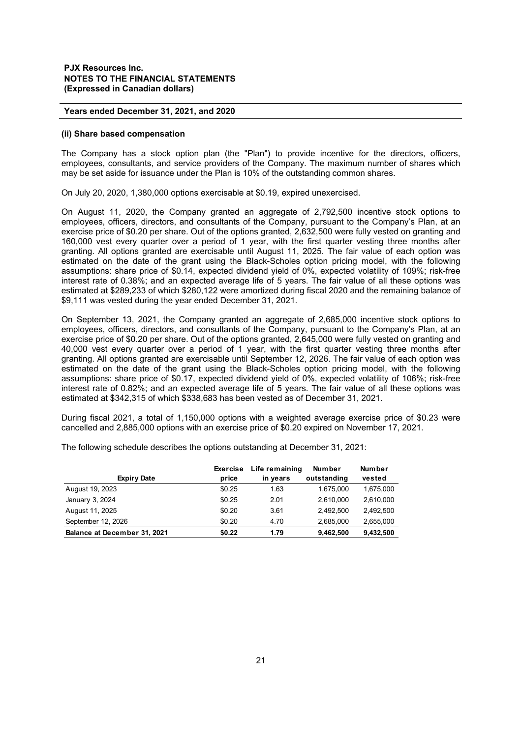### (ii) Share based compensation

The Company has a stock option plan (the "Plan") to provide incentive for the directors, officers, employees, consultants, and service providers of the Company. The maximum number of shares which may be set aside for issuance under the Plan is 10% of the outstanding common shares.

On July 20, 2020, 1,380,000 options exercisable at $0.19, expired unexercised.

On August 11, 2020, the Company granted an aggregate of 2,792,500 incentive stock options to employees, officers, directors, and consultants of the Company, pursuant to the Company's Plan, at an exercise price of $0.20 per share. Out of the options granted, 2,632,500 were fully vested on granting and 160,000 vest every quarter over a period of 1 year, with the first quarter vesting three months after granting. All options granted are exercisable until August 11, 2025. The fair value of each option was estimated on the date of the grant using the Black-Scholes option pricing model, with the following assumptions: share price of $0.14, expected dividend yield of 0%, expected volatility of 109%; risk-free interest rate of 0.38%; and an expected average life of 5 years. The fair value of all these options was estimated at $289,233 of which $280,122 were amortized during fiscal 2020 and the remaining balance of $9,111 was vested during the year ended December 31, 2021.

On September 13, 2021, the Company granted an aggregate of 2,685,000 incentive stock options to employees, officers, directors, and consultants of the Company, pursuant to the Company's Plan, at an exercise price of $0.20 per share. Out of the options granted, 2,645,000 were fully vested on granting and 40,000 vest every quarter over a period of 1 year, with the first quarter vesting three months after granting. All options granted are exercisable until September 12, 2026. The fair value of each option was estimated on the date of the grant using the Black-Scholes option pricing model, with the following assumptions: share price of $0.17, expected dividend yield of 0%, expected volatility of 106%; risk-free interest rate of 0.82%; and an expected average life of 5 years. The fair value of all these options was estimated at $342,315 of which $338,683 has been vested as of December 31, 2021.

During fiscal 2021, a total of 1,150,000 options with a weighted average exercise price of $0.23 were cancelled and 2,885,000 options with an exercise price of $0.20 expired on November 17, 2021.

The following schedule describes the options outstanding at December 31, 2021:

| Expiry Date | Exercise price | Life remaining in years | Number outstanding | Number vested |
|---|---|---|---|---|
| August 19, 2023 | $0.25 | 1.63 | 1,675,000 | 1,675,000 |
| January 3, 2024 | $0.25 | 2.01 | 2,610,000 | 2,610,000 |
| August 11, 2025 | $0.20 | 3.61 | 2,492,500 | 2,492,500 |
| September 12, 2026 | $0.20 | 4.70 | 2,685,000 | 2,655,000 |
| **Balance at December 31, 2021** | **$0.22** | **1.79** | **9,462,500** | **9,432,500** |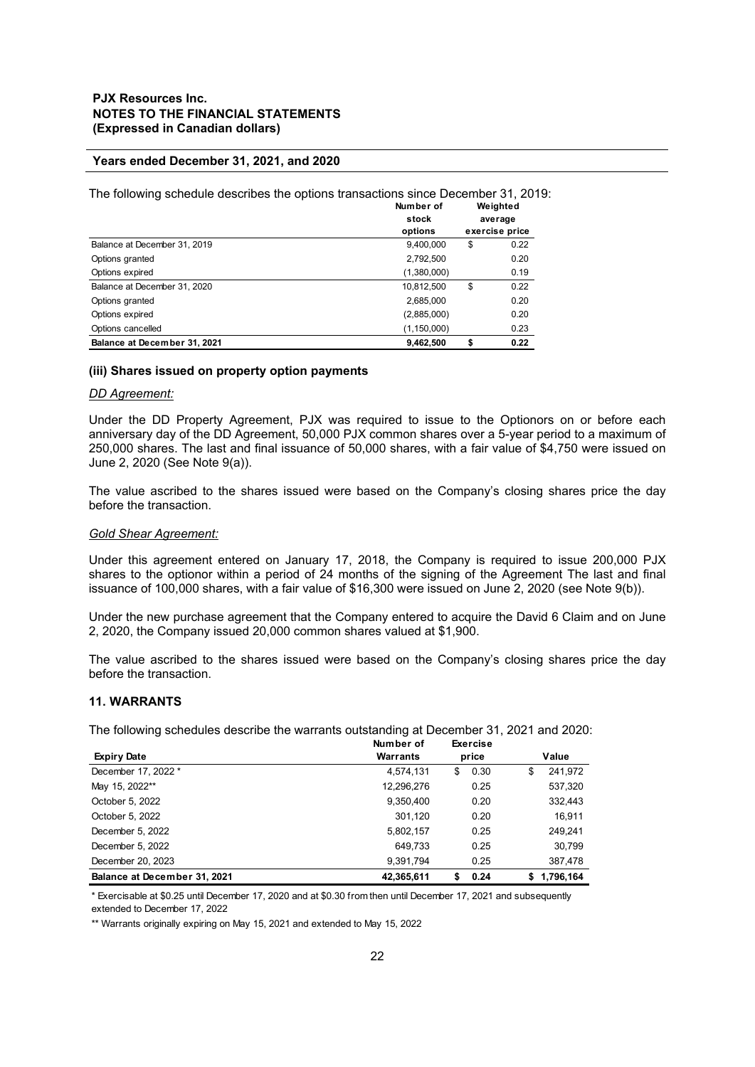The following schedule describes the options transactions since December 31, 2019:

| | Number of stock options | Weighted average exercise price |
|---|---|---|
| Balance at December 31, 2019 | 9,400,000 | $ 0.22 |
| Options granted | 2,792,500 | 0.20 |
| Options expired | (1,380,000) | 0.19 |
| Balance at December 31, 2020 | 10,812,500 | $ 0.22 |
| Options granted | 2,685,000 | 0.20 |
| Options expired | (2,885,000) | 0.20 |
| Options cancelled | (1,150,000) | 0.23 |
| **Balance at December 31, 2021** | **9,462,500** | **$ 0.22** |

### (iii) Shares issued on property option payments

*DD Agreement:*

Under the DD Property Agreement, PJX was required to issue to the Optionors on or before each anniversary day of the DD Agreement, 50,000 PJX common shares over a 5-year period to a maximum of 250,000 shares. The last and final issuance of 50,000 shares, with a fair value of $4,750 were issued on June 2, 2020 (See Note 9(a)).

The value ascribed to the shares issued were based on the Company's closing shares price the day before the transaction.

*Gold Shear Agreement:*

Under this agreement entered on January 17, 2018, the Company is required to issue 200,000 PJX shares to the optionor within a period of 24 months of the signing of the Agreement The last and final issuance of 100,000 shares, with a fair value of $16,300 were issued on June 2, 2020 (see Note 9(b)).

Under the new purchase agreement that the Company entered to acquire the David 6 Claim and on June 2, 2020, the Company issued 20,000 common shares valued at $1,900.

The value ascribed to the shares issued were based on the Company's closing shares price the day before the transaction.

## 11. WARRANTS

The following schedules describe the warrants outstanding at December 31, 2021 and 2020:

| Expiry Date | Number of Warrants | Exercise price | Value |
|---|---|---|---|
| December 17, 2022 * | 4,574,131 | $ 0.30 | $ 241,972 |
| May 15, 2022** | 12,296,276 | 0.25 | 537,320 |
| October 5, 2022 | 9,350,400 | 0.20 | 332,443 |
| October 5, 2022 | 301,120 | 0.20 | 16,911 |
| December 5, 2022 | 5,802,157 | 0.25 | 249,241 |
| December 5, 2022 | 649,733 | 0.25 | 30,799 |
| December 20, 2023 | 9,391,794 | 0.25 | 387,478 |
| **Balance at December 31, 2021** | **42,365,611** | **$ 0.24** | **$ 1,796,164** |

* Exercisable at $0.25 until December 17, 2020 and at $0.30 from then until December 17, 2021 and subsequently extended to December 17, 2022

** Warrants originally expiring on May 15, 2021 and extended to May 15, 2022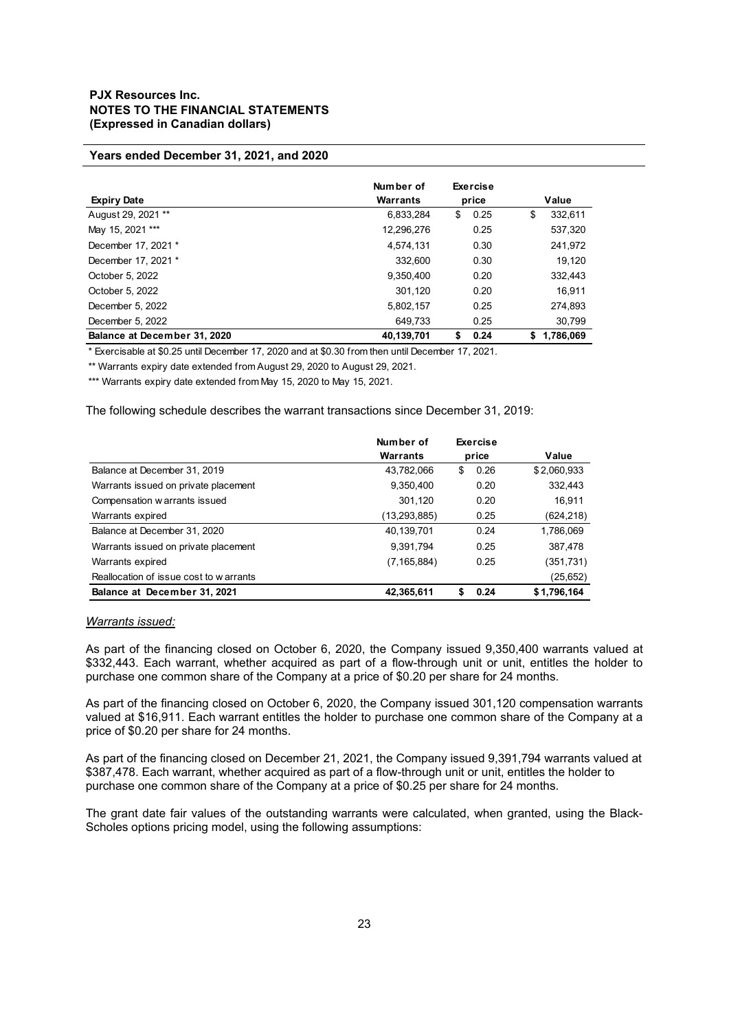**PJX Resources Inc.**
**NOTES TO THE FINANCIAL STATEMENTS**
**(Expressed in Canadian dollars)**

**Years ended December 31, 2021, and 2020**

| Expiry Date | Number of Warrants | Exercise price | Value |
|---|---|---|---|
| August 29, 2021 ** | 6,833,284 | $ 0.25 | $ 332,611 |
| May 15, 2021 *** | 12,296,276 | 0.25 | 537,320 |
| December 17, 2021 * | 4,574,131 | 0.30 | 241,972 |
| December 17, 2021 * | 332,600 | 0.30 | 19,120 |
| October 5, 2022 | 9,350,400 | 0.20 | 332,443 |
| October 5, 2022 | 301,120 | 0.20 | 16,911 |
| December 5, 2022 | 5,802,157 | 0.25 | 274,893 |
| December 5, 2022 | 649,733 | 0.25 | 30,799 |
| **Balance at December 31, 2020** | **40,139,701** | **$ 0.24** | **$ 1,786,069** |

* Exercisable at $0.25 until December 17, 2020 and at $0.30 from then until December 17, 2021.

** Warrants expiry date extended from August 29, 2020 to August 29, 2021.

*** Warrants expiry date extended from May 15, 2020 to May 15, 2021.

The following schedule describes the warrant transactions since December 31, 2019:

| | Number of Warrants | Exercise price | Value |
|---|---|---|---|
| Balance at December 31, 2019 | 43,782,066 | $ 0.26 | $ 2,060,933 |
| Warrants issued on private placement | 9,350,400 | 0.20 | 332,443 |
| Compensation warrants issued | 301,120 | 0.20 | 16,911 |
| Warrants expired | (13,293,885) | 0.25 | (624,218) |
| Balance at December 31, 2020 | 40,139,701 | 0.24 | 1,786,069 |
| Warrants issued on private placement | 9,391,794 | 0.25 | 387,478 |
| Warrants expired | (7,165,884) | 0.25 | (351,731) |
| Reallocation of issue cost to warrants | | | (25,652) |
| **Balance at December 31, 2021** | **42,365,611** | **$ 0.24** | **$ 1,796,164** |

*Warrants issued:*

As part of the financing closed on October 6, 2020, the Company issued 9,350,400 warrants valued at $332,443. Each warrant, whether acquired as part of a flow-through unit or unit, entitles the holder to purchase one common share of the Company at a price of $0.20 per share for 24 months.

As part of the financing closed on October 6, 2020, the Company issued 301,120 compensation warrants valued at $16,911. Each warrant entitles the holder to purchase one common share of the Company at a price of $0.20 per share for 24 months.

As part of the financing closed on December 21, 2021, the Company issued 9,391,794 warrants valued at $387,478. Each warrant, whether acquired as part of a flow-through unit or unit, entitles the holder to purchase one common share of the Company at a price of $0.25 per share for 24 months.

The grant date fair values of the outstanding warrants were calculated, when granted, using the Black-Scholes options pricing model, using the following assumptions: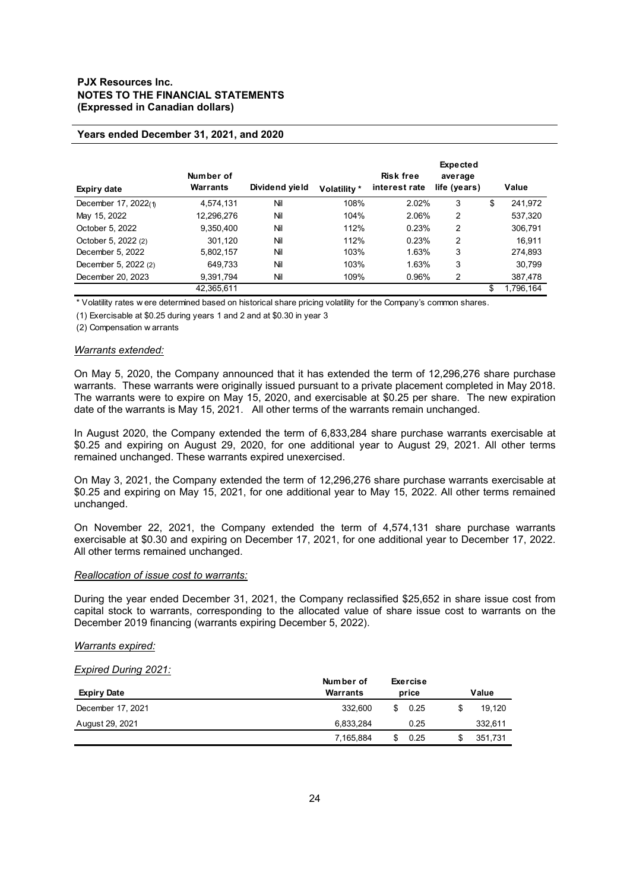**PJX Resources Inc.**
**NOTES TO THE FINANCIAL STATEMENTS**
**(Expressed in Canadian dollars)**

**Years ended December 31, 2021, and 2020**

| Expiry date | Number of Warrants | Dividend yield | Volatility * | Risk free interest rate | Expected average life (years) | Value |
|---|---|---|---|---|---|---|
| December 17, 2022(1) | 4,574,131 | Nil | 108% | 2.02% | 3 | $ 241,972 |
| May 15, 2022 | 12,296,276 | Nil | 104% | 2.06% | 2 | 537,320 |
| October 5, 2022 | 9,350,400 | Nil | 112% | 0.23% | 2 | 306,791 |
| October 5, 2022 (2) | 301,120 | Nil | 112% | 0.23% | 2 | 16,911 |
| December 5, 2022 | 5,802,157 | Nil | 103% | 1.63% | 3 | 274,893 |
| December 5, 2022 (2) | 649,733 | Nil | 103% | 1.63% | 3 | 30,799 |
| December 20, 2023 | 9,391,794 | Nil | 109% | 0.96% | 2 | 387,478 |
| | 42,365,611 | | | | | $ 1,796,164 |

\* Volatility rates were determined based on historical share pricing volatility for the Company's common shares.

(1) Exercisable at $0.25 during years 1 and 2 and at $0.30 in year 3

(2) Compensation warrants

*Warrants extended:*

On May 5, 2020, the Company announced that it has extended the term of 12,296,276 share purchase warrants. These warrants were originally issued pursuant to a private placement completed in May 2018. The warrants were to expire on May 15, 2020, and exercisable at $0.25 per share. The new expiration date of the warrants is May 15, 2021. All other terms of the warrants remain unchanged.

In August 2020, the Company extended the term of 6,833,284 share purchase warrants exercisable at $0.25 and expiring on August 29, 2020, for one additional year to August 29, 2021. All other terms remained unchanged. These warrants expired unexercised.

On May 3, 2021, the Company extended the term of 12,296,276 share purchase warrants exercisable at $0.25 and expiring on May 15, 2021, for one additional year to May 15, 2022. All other terms remained unchanged.

On November 22, 2021, the Company extended the term of 4,574,131 share purchase warrants exercisable at $0.30 and expiring on December 17, 2021, for one additional year to December 17, 2022. All other terms remained unchanged.

*Reallocation of issue cost to warrants:*

During the year ended December 31, 2021, the Company reclassified $25,652 in share issue cost from capital stock to warrants, corresponding to the allocated value of share issue cost to warrants on the December 2019 financing (warrants expiring December 5, 2022).

*Warrants expired:*

*Expired During 2021:*

| Expiry Date | Number of Warrants | Exercise price | Value |
|---|---|---|---|
| December 17, 2021 | 332,600 | $ 0.25 | $ 19,120 |
| August 29, 2021 | 6,833,284 | 0.25 | 332,611 |
| | 7,165,884 | $ 0.25 | $ 351,731 |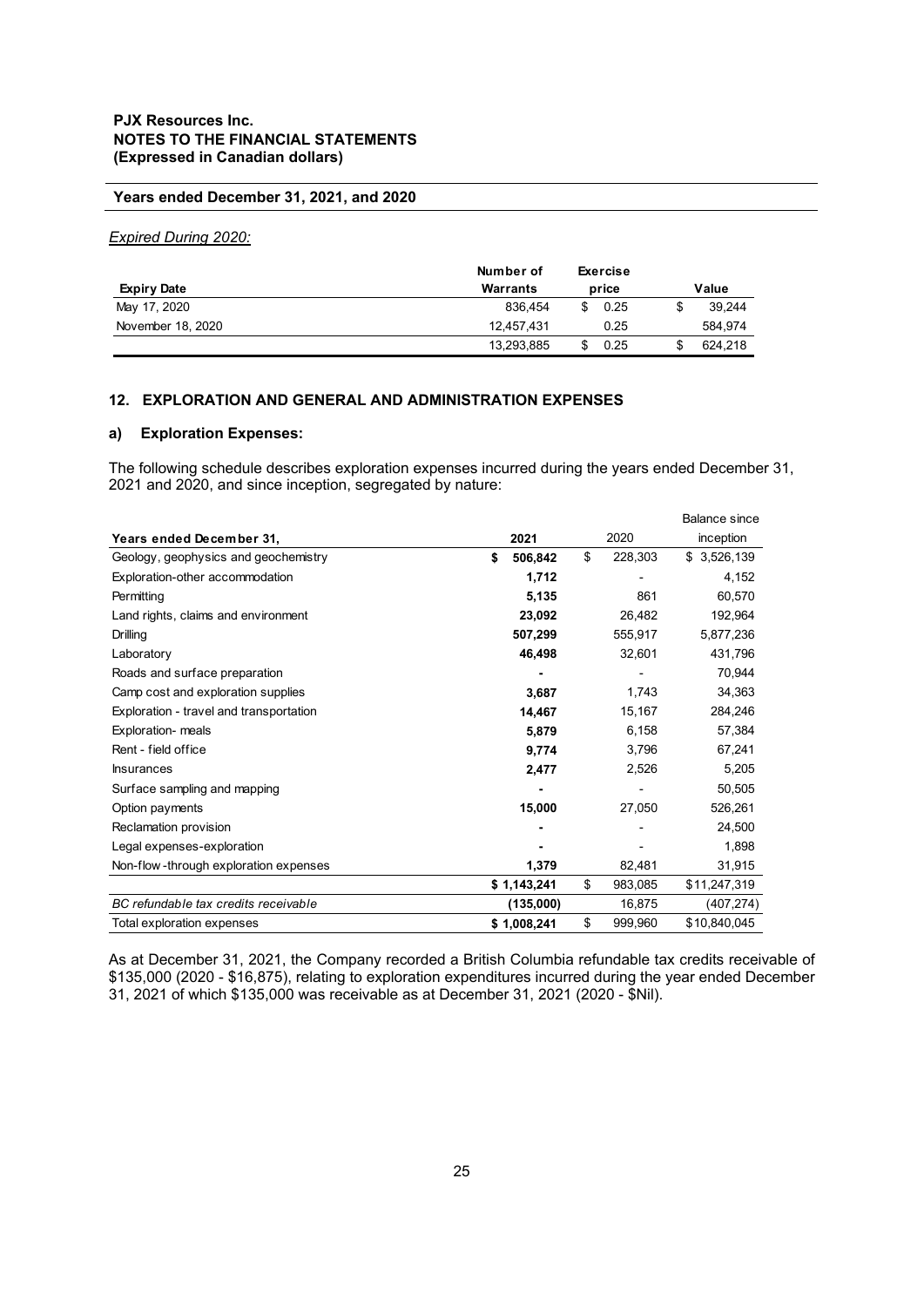*Expired During 2020:*

| Expiry Date | Number of Warrants | Exercise price | Value |
|---|---|---|---|
| May 17, 2020 | 836,454 | $ 0.25 | $ 39,244 |
| November 18, 2020 | 12,457,431 | 0.25 | 584,974 |
| | 13,293,885 | $ 0.25 | $ 624,218 |

## 12. EXPLORATION AND GENERAL AND ADMINISTRATION EXPENSES

### a) Exploration Expenses:

The following schedule describes exploration expenses incurred during the years ended December 31, 2021 and 2020, and since inception, segregated by nature:

| Years ended December 31, | 2021 | 2020 | Balance since inception |
|---|---|---|---|
| Geology, geophysics and geochemistry | **$ 506,842** | $ 228,303 | $ 3,526,139 |
| Exploration-other accommodation | **1,712** | - | 4,152 |
| Permitting | **5,135** | 861 | 60,570 |
| Land rights, claims and environment | **23,092** | 26,482 | 192,964 |
| Drilling | **507,299** | 555,917 | 5,877,236 |
| Laboratory | **46,498** | 32,601 | 431,796 |
| Roads and surface preparation | **-** | - | 70,944 |
| Camp cost and exploration supplies | **3,687** | 1,743 | 34,363 |
| Exploration - travel and transportation | **14,467** | 15,167 | 284,246 |
| Exploration- meals | **5,879** | 6,158 | 57,384 |
| Rent - field office | **9,774** | 3,796 | 67,241 |
| Insurances | **2,477** | 2,526 | 5,205 |
| Surface sampling and mapping | **-** | - | 50,505 |
| Option payments | **15,000** | 27,050 | 526,261 |
| Reclamation provision | **-** | - | 24,500 |
| Legal expenses-exploration | **-** | - | 1,898 |
| Non-flow-through exploration expenses | **1,379** | 82,481 | 31,915 |
| | **$ 1,143,241** | $ 983,085 | $11,247,319 |
| *BC refundable tax credits receivable* | **(135,000)** | 16,875 | (407,274) |
| Total exploration expenses | **$ 1,008,241** | $ 999,960 | $10,840,045 |

As at December 31, 2021, the Company recorded a British Columbia refundable tax credits receivable of $135,000 (2020 - $16,875), relating to exploration expenditures incurred during the year ended December 31, 2021 of which $135,000 was receivable as at December 31, 2021 (2020 - $Nil).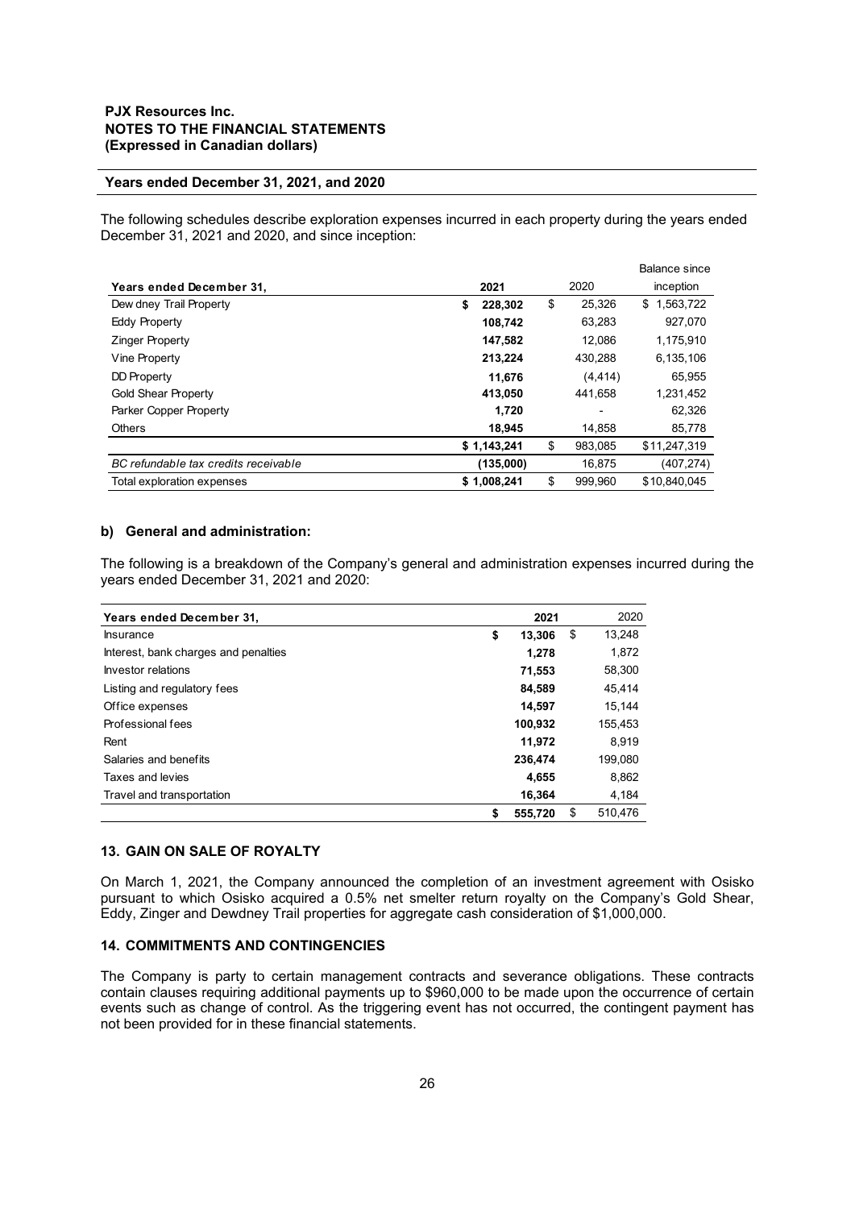The following schedules describe exploration expenses incurred in each property during the years ended December 31, 2021 and 2020, and since inception:

| Years ended December 31, | 2021 | 2020 | Balance since inception |
|---|---|---|---|
| Dewdney Trail Property | **$ 228,302** | $ 25,326 | $ 1,563,722 |
| Eddy Property | **108,742** | 63,283 | 927,070 |
| Zinger Property | **147,582** | 12,086 | 1,175,910 |
| Vine Property | **213,224** | 430,288 | 6,135,106 |
| DD Property | **11,676** | (4,414) | 65,955 |
| Gold Shear Property | **413,050** | 441,658 | 1,231,452 |
| Parker Copper Property | **1,720** | - | 62,326 |
| Others | **18,945** | 14,858 | 85,778 |
| | **$ 1,143,241** | $ 983,085 | $11,247,319 |
| *BC refundable tax credits receivable* | **(135,000)** | 16,875 | (407,274) |
| Total exploration expenses | **$ 1,008,241** | $ 999,960 | $10,840,045 |

### b) General and administration:

The following is a breakdown of the Company's general and administration expenses incurred during the years ended December 31, 2021 and 2020:

| Years ended December 31, | 2021 | 2020 |
|---|---|---|
| Insurance | **$ 13,306** | $ 13,248 |
| Interest, bank charges and penalties | **1,278** | 1,872 |
| Investor relations | **71,553** | 58,300 |
| Listing and regulatory fees | **84,589** | 45,414 |
| Office expenses | **14,597** | 15,144 |
| Professional fees | **100,932** | 155,453 |
| Rent | **11,972** | 8,919 |
| Salaries and benefits | **236,474** | 199,080 |
| Taxes and levies | **4,655** | 8,862 |
| Travel and transportation | **16,364** | 4,184 |
| | **$ 555,720** | $ 510,476 |

## 13. GAIN ON SALE OF ROYALTY

On March 1, 2021, the Company announced the completion of an investment agreement with Osisko pursuant to which Osisko acquired a 0.5% net smelter return royalty on the Company's Gold Shear, Eddy, Zinger and Dewdney Trail properties for aggregate cash consideration of $1,000,000.

## 14. COMMITMENTS AND CONTINGENCIES

The Company is party to certain management contracts and severance obligations. These contracts contain clauses requiring additional payments up to $960,000 to be made upon the occurrence of certain events such as change of control. As the triggering event has not occurred, the contingent payment has not been provided for in these financial statements.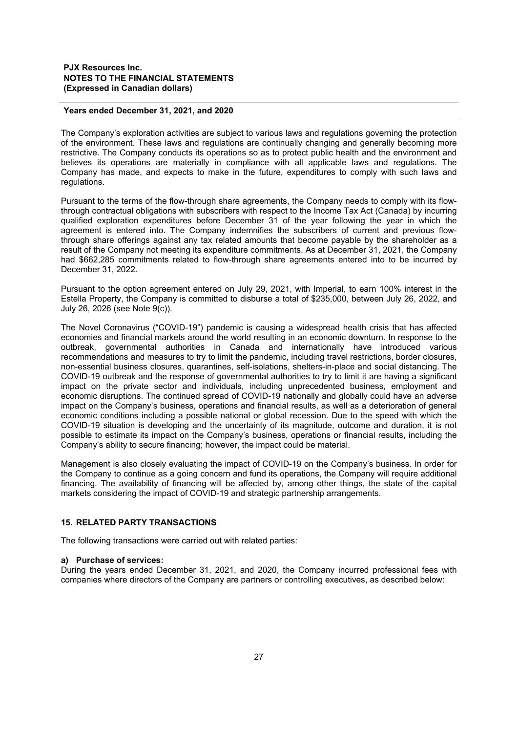The Company's exploration activities are subject to various laws and regulations governing the protection of the environment. These laws and regulations are continually changing and generally becoming more restrictive. The Company conducts its operations so as to protect public health and the environment and believes its operations are materially in compliance with all applicable laws and regulations. The Company has made, and expects to make in the future, expenditures to comply with such laws and regulations.

Pursuant to the terms of the flow-through share agreements, the Company needs to comply with its flow-through contractual obligations with subscribers with respect to the Income Tax Act (Canada) by incurring qualified exploration expenditures before December 31 of the year following the year in which the agreement is entered into. The Company indemnifies the subscribers of current and previous flow-through share offerings against any tax related amounts that become payable by the shareholder as a result of the Company not meeting its expenditure commitments. As at December 31, 2021, the Company had $662,285 commitments related to flow-through share agreements entered into to be incurred by December 31, 2022.

Pursuant to the option agreement entered on July 29, 2021, with Imperial, to earn 100% interest in the Estella Property, the Company is committed to disburse a total of $235,000, between July 26, 2022, and July 26, 2026 (see Note 9(c)).

The Novel Coronavirus ("COVID-19") pandemic is causing a widespread health crisis that has affected economies and financial markets around the world resulting in an economic downturn. In response to the outbreak, governmental authorities in Canada and internationally have introduced various recommendations and measures to try to limit the pandemic, including travel restrictions, border closures, non-essential business closures, quarantines, self-isolations, shelters-in-place and social distancing. The COVID-19 outbreak and the response of governmental authorities to try to limit it are having a significant impact on the private sector and individuals, including unprecedented business, employment and economic disruptions. The continued spread of COVID-19 nationally and globally could have an adverse impact on the Company's business, operations and financial results, as well as a deterioration of general economic conditions including a possible national or global recession. Due to the speed with which the COVID-19 situation is developing and the uncertainty of its magnitude, outcome and duration, it is not possible to estimate its impact on the Company's business, operations or financial results, including the Company's ability to secure financing; however, the impact could be material.

Management is also closely evaluating the impact of COVID-19 on the Company's business. In order for the Company to continue as a going concern and fund its operations, the Company will require additional financing. The availability of financing will be affected by, among other things, the state of the capital markets considering the impact of COVID-19 and strategic partnership arrangements.

## 15. RELATED PARTY TRANSACTIONS

The following transactions were carried out with related parties:

**a) Purchase of services:**

During the years ended December 31, 2021, and 2020, the Company incurred professional fees with companies where directors of the Company are partners or controlling executives, as described below: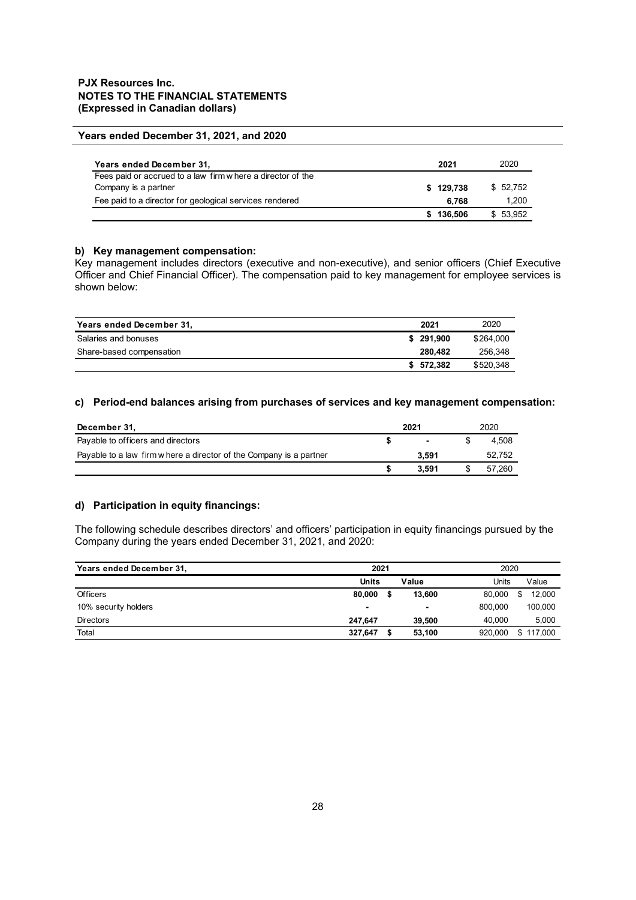**PJX Resources Inc.**
**NOTES TO THE FINANCIAL STATEMENTS**
**(Expressed in Canadian dollars)**

**Years ended December 31, 2021, and 2020**

| Years ended December 31, | 2021 | 2020 |
|---|---|---|
| Fees paid or accrued to a law firm where a director of the Company is a partner | **$ 129,738** | $ 52,752 |
| Fee paid to a director for geological services rendered | **6,768** | 1,200 |
| | **$ 136,506** | $ 53,952 |

**b) Key management compensation:**

Key management includes directors (executive and non-executive), and senior officers (Chief Executive Officer and Chief Financial Officer). The compensation paid to key management for employee services is shown below:

| Years ended December 31, | 2021 | 2020 |
|---|---|---|
| Salaries and bonuses | **$ 291,900** | $264,000 |
| Share-based compensation | **280,482** | 256,348 |
| | **$ 572,382** | $520,348 |

**c) Period-end balances arising from purchases of services and key management compensation:**

| December 31, | 2021 | 2020 |
|---|---|---|
| Payable to officers and directors | **$ -** | $ 4,508 |
| Payable to a law firm where a director of the Company is a partner | **3,591** | 52,752 |
| | **$ 3,591** | $ 57,260 |

**d) Participation in equity financings:**

The following schedule describes directors' and officers' participation in equity financings pursued by the Company during the years ended December 31, 2021, and 2020:

| Years ended December 31, | 2021 | | 2020 | |
|---|---|---|---|---|
| | **Units** | **Value** | Units | Value |
| Officers | **80,000** | **$ 13,600** | 80,000 | $ 12,000 |
| 10% security holders | **-** | **-** | 800,000 | 100,000 |
| Directors | **247,647** | **39,500** | 40,000 | 5,000 |
| Total | **327,647** | **$ 53,100** | 920,000 | $ 117,000 |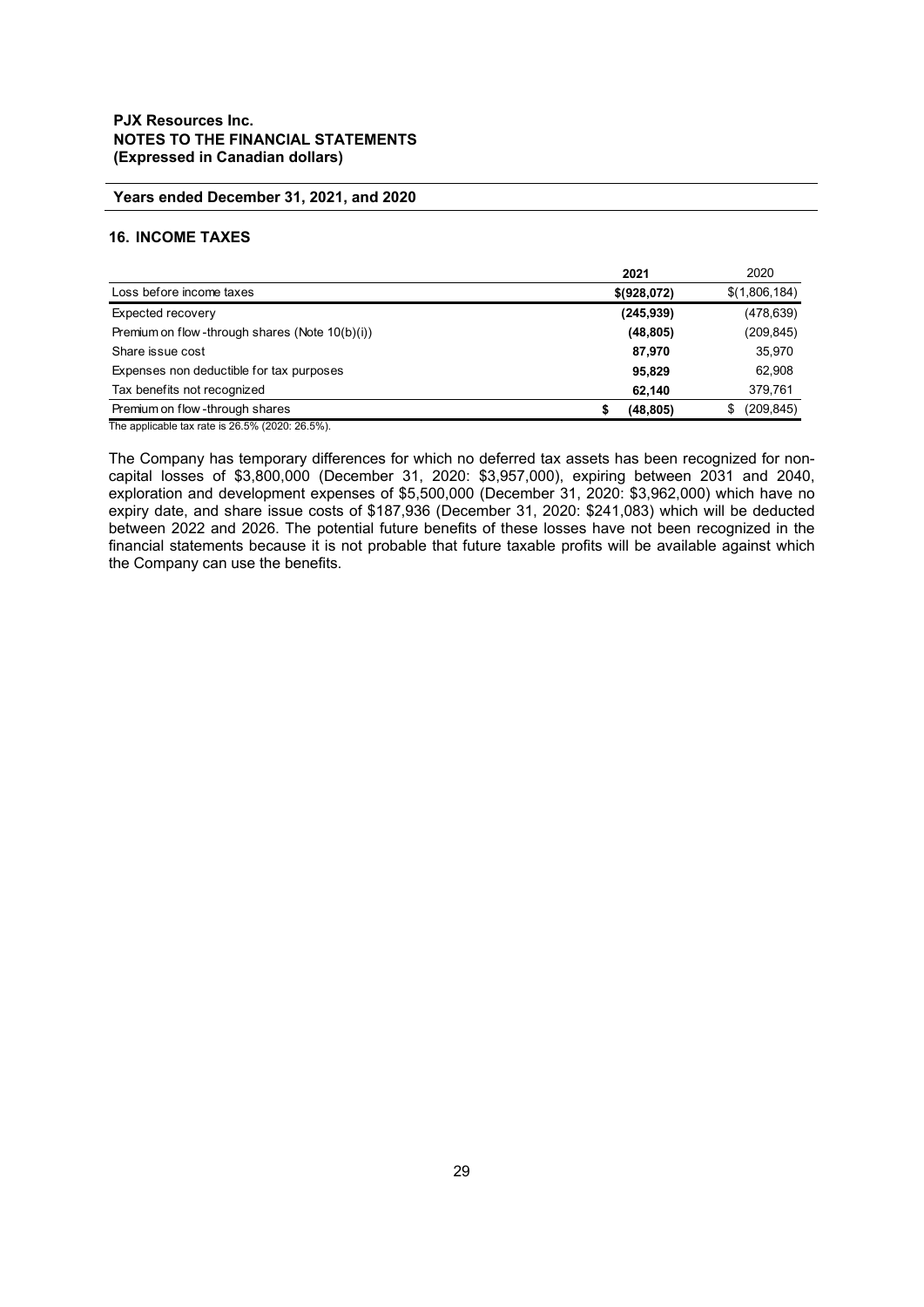**PJX Resources Inc.**
**NOTES TO THE FINANCIAL STATEMENTS**
**(Expressed in Canadian dollars)**

**Years ended December 31, 2021, and 2020**

## 16. INCOME TAXES

| | 2021 | 2020 |
|---|---|---|
| Loss before income taxes | **$(928,072)** | $(1,806,184) |
| Expected recovery | **(245,939)** | (478,639) |
| Premium on flow -through shares (Note 10(b)(i)) | **(48,805)** | (209,845) |
| Share issue cost | **87,970** | 35,970 |
| Expenses non deductible for tax purposes | **95,829** | 62,908 |
| Tax benefits not recognized | **62,140** | 379,761 |
| Premium on flow -through shares | **$ (48,805)** | $ (209,845) |

The applicable tax rate is 26.5% (2020: 26.5%).

The Company has temporary differences for which no deferred tax assets has been recognized for non-capital losses of \$3,800,000 (December 31, 2020: \$3,957,000), expiring between 2031 and 2040, exploration and development expenses of \$5,500,000 (December 31, 2020: \$3,962,000) which have no expiry date, and share issue costs of \$187,936 (December 31, 2020: \$241,083) which will be deducted between 2022 and 2026. The potential future benefits of these losses have not been recognized in the financial statements because it is not probable that future taxable profits will be available against which the Company can use the benefits.